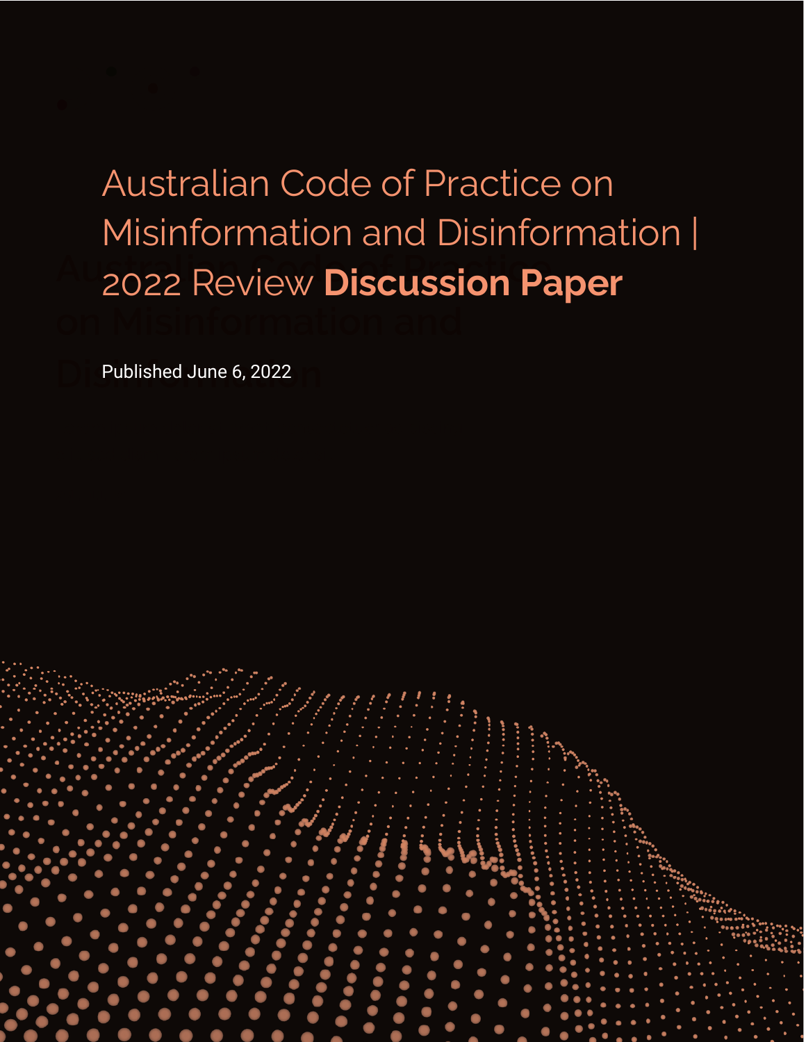# Australian Code of Practice on Misinformation and Disinformation | 2022 Review **Discussion Paper**

Published June 6, 2022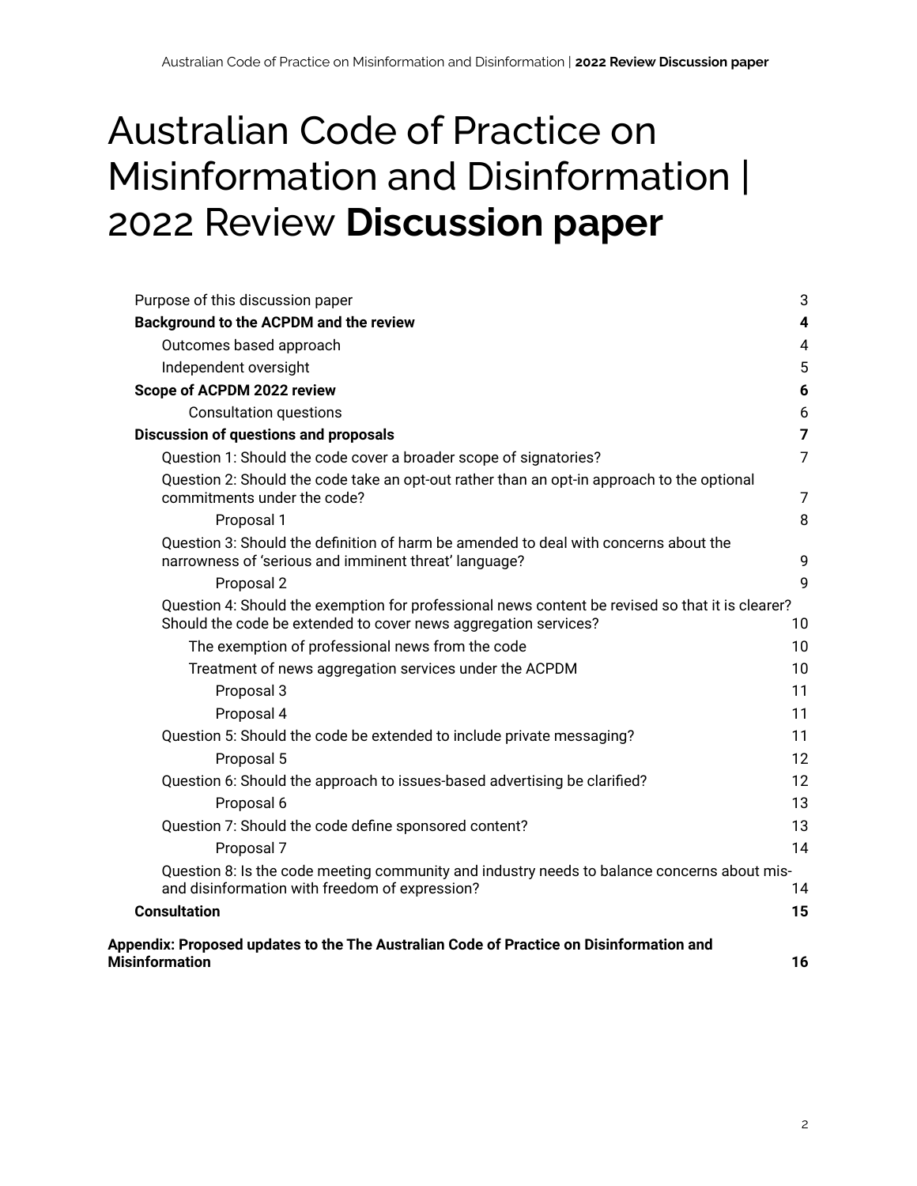# Australian Code of Practice on Misinformation and Disinformation | 2022 Review **Discussion paper**

| | |
|---|---|
| Purpose of this discussion paper | 3 |
| **Background to the ACPDM and the review** | **4** |
| Outcomes based approach | 4 |
| Independent oversight | 5 |
| **Scope of ACPDM 2022 review** | **6** |
| Consultation questions | 6 |
| **Discussion of questions and proposals** | **7** |
| Question 1: Should the code cover a broader scope of signatories? | 7 |
| Question 2: Should the code take an opt-out rather than an opt-in approach to the optional commitments under the code? | 7 |
| Proposal 1 | 8 |
| Question 3: Should the definition of harm be amended to deal with concerns about the narrowness of 'serious and imminent threat' language? | 9 |
| Proposal 2 | 9 |
| Question 4: Should the exemption for professional news content be revised so that it is clearer? Should the code be extended to cover news aggregation services? | 10 |
| The exemption of professional news from the code | 10 |
| Treatment of news aggregation services under the ACPDM | 10 |
| Proposal 3 | 11 |
| Proposal 4 | 11 |
| Question 5: Should the code be extended to include private messaging? | 11 |
| Proposal 5 | 12 |
| Question 6: Should the approach to issues-based advertising be clarified? | 12 |
| Proposal 6 | 13 |
| Question 7: Should the code define sponsored content? | 13 |
| Proposal 7 | 14 |
| Question 8: Is the code meeting community and industry needs to balance concerns about mis- and disinformation with freedom of expression? | 14 |
| **Consultation** | **15** |
| **Appendix: Proposed updates to the The Australian Code of Practice on Disinformation and Misinformation** | **16** |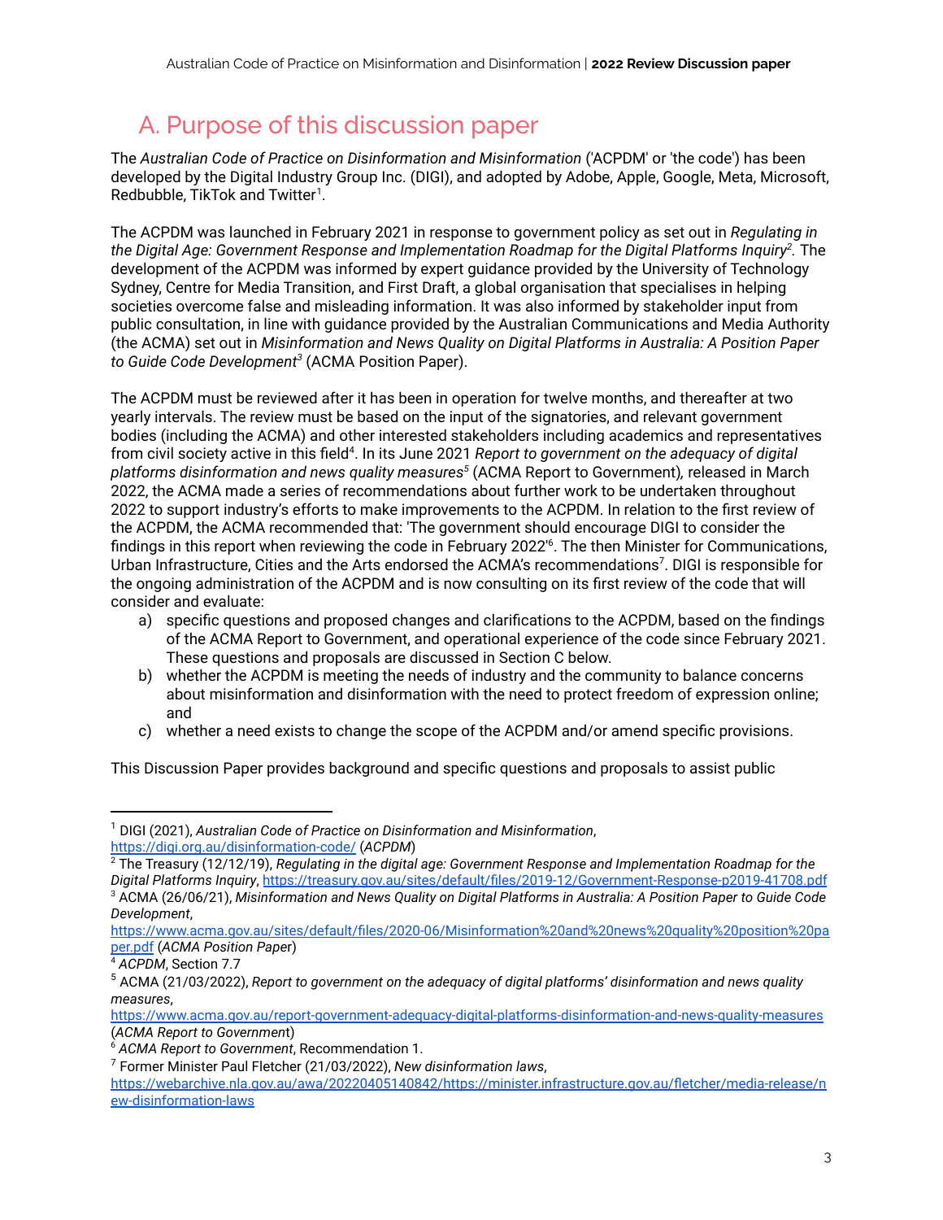# A. Purpose of this discussion paper

The *Australian Code of Practice on Disinformation and Misinformation* ('ACPDM' or 'the code') has been developed by the Digital Industry Group Inc. (DIGI), and adopted by Adobe, Apple, Google, Meta, Microsoft, Redbubble, TikTok and Twitter[1].

The ACPDM was launched in February 2021 in response to government policy as set out in *Regulating in the Digital Age: Government Response and Implementation Roadmap for the Digital Platforms Inquiry*[2]. The development of the ACPDM was informed by expert guidance provided by the University of Technology Sydney, Centre for Media Transition, and First Draft, a global organisation that specialises in helping societies overcome false and misleading information. It was also informed by stakeholder input from public consultation, in line with guidance provided by the Australian Communications and Media Authority (the ACMA) set out in *Misinformation and News Quality on Digital Platforms in Australia: A Position Paper to Guide Code Development*[3] (ACMA Position Paper).

The ACPDM must be reviewed after it has been in operation for twelve months, and thereafter at two yearly intervals. The review must be based on the input of the signatories, and relevant government bodies (including the ACMA) and other interested stakeholders including academics and representatives from civil society active in this field[4]. In its June 2021 *Report to government on the adequacy of digital platforms disinformation and news quality measures*[5] (ACMA Report to Government), released in March 2022, the ACMA made a series of recommendations about further work to be undertaken throughout 2022 to support industry's efforts to make improvements to the ACPDM. In relation to the first review of the ACPDM, the ACMA recommended that: 'The government should encourage DIGI to consider the findings in this report when reviewing the code in February 2022'[6]. The then Minister for Communications, Urban Infrastructure, Cities and the Arts endorsed the ACMA's recommendations[7]. DIGI is responsible for the ongoing administration of the ACPDM and is now consulting on its first review of the code that will consider and evaluate:

a) specific questions and proposed changes and clarifications to the ACPDM, based on the findings of the ACMA Report to Government, and operational experience of the code since February 2021. These questions and proposals are discussed in Section C below.
b) whether the ACPDM is meeting the needs of industry and the community to balance concerns about misinformation and disinformation with the need to protect freedom of expression online; and
c) whether a need exists to change the scope of the ACPDM and/or amend specific provisions.

This Discussion Paper provides background and specific questions and proposals to assist public

---

[1] DIGI (2021), *Australian Code of Practice on Disinformation and Misinformation*, https://digi.org.au/disinformation-code/ (*ACPDM*)

[2] The Treasury (12/12/19), *Regulating in the digital age: Government Response and Implementation Roadmap for the Digital Platforms Inquiry*, https://treasury.gov.au/sites/default/files/2019-12/Government-Response-p2019-41708.pdf

[3] ACMA (26/06/21), *Misinformation and News Quality on Digital Platforms in Australia: A Position Paper to Guide Code Development*, https://www.acma.gov.au/sites/default/files/2020-06/Misinformation%20and%20news%20quality%20position%20paper.pdf (*ACMA Position Paper*)

[4] *ACPDM*, Section 7.7

[5] ACMA (21/03/2022), *Report to government on the adequacy of digital platforms' disinformation and news quality measures*, https://www.acma.gov.au/report-government-adequacy-digital-platforms-disinformation-and-news-quality-measures (*ACMA Report to Government*)

[6] *ACMA Report to Government*, Recommendation 1.

[7] Former Minister Paul Fletcher (21/03/2022), *New disinformation laws*, https://webarchive.nla.gov.au/awa/20220405140842/https://minister.infrastructure.gov.au/fletcher/media-release/new-disinformation-laws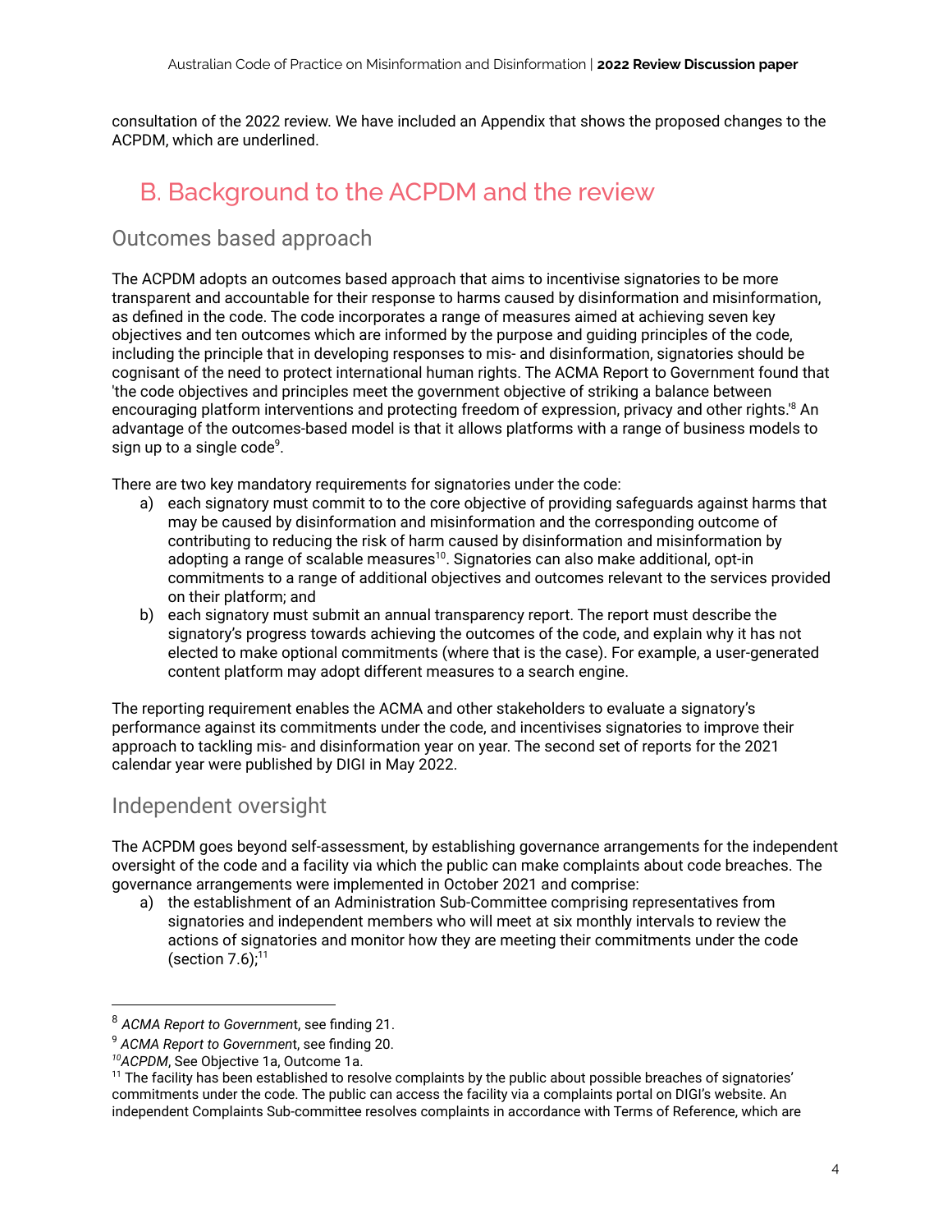consultation of the 2022 review. We have included an Appendix that shows the proposed changes to the ACPDM, which are underlined.

# B. Background to the ACPDM and the review

## Outcomes based approach

The ACPDM adopts an outcomes based approach that aims to incentivise signatories to be more transparent and accountable for their response to harms caused by disinformation and misinformation, as defined in the code. The code incorporates a range of measures aimed at achieving seven key objectives and ten outcomes which are informed by the purpose and guiding principles of the code, including the principle that in developing responses to mis- and disinformation, signatories should be cognisant of the need to protect international human rights. The ACMA Report to Government found that 'the code objectives and principles meet the government objective of striking a balance between encouraging platform interventions and protecting freedom of expression, privacy and other rights.'[8] An advantage of the outcomes-based model is that it allows platforms with a range of business models to sign up to a single code[9].

There are two key mandatory requirements for signatories under the code:

a) each signatory must commit to to the core objective of providing safeguards against harms that may be caused by disinformation and misinformation and the corresponding outcome of contributing to reducing the risk of harm caused by disinformation and misinformation by adopting a range of scalable measures[10]. Signatories can also make additional, opt-in commitments to a range of additional objectives and outcomes relevant to the services provided on their platform; and
b) each signatory must submit an annual transparency report. The report must describe the signatory's progress towards achieving the outcomes of the code, and explain why it has not elected to make optional commitments (where that is the case). For example, a user-generated content platform may adopt different measures to a search engine.

The reporting requirement enables the ACMA and other stakeholders to evaluate a signatory's performance against its commitments under the code, and incentivises signatories to improve their approach to tackling mis- and disinformation year on year. The second set of reports for the 2021 calendar year were published by DIGI in May 2022.

## Independent oversight

The ACPDM goes beyond self-assessment, by establishing governance arrangements for the independent oversight of the code and a facility via which the public can make complaints about code breaches. The governance arrangements were implemented in October 2021 and comprise:

a) the establishment of an Administration Sub-Committee comprising representatives from signatories and independent members who will meet at six monthly intervals to review the actions of signatories and monitor how they are meeting their commitments under the code (section 7.6);[11]

---

[8] *ACMA Report to Government*, see finding 21.

[9] *ACMA Report to Government*, see finding 20.

[10] *ACPDM*, See Objective 1a, Outcome 1a.

[11] The facility has been established to resolve complaints by the public about possible breaches of signatories' commitments under the code. The public can access the facility via a complaints portal on DIGI's website. An independent Complaints Sub-committee resolves complaints in accordance with Terms of Reference, which are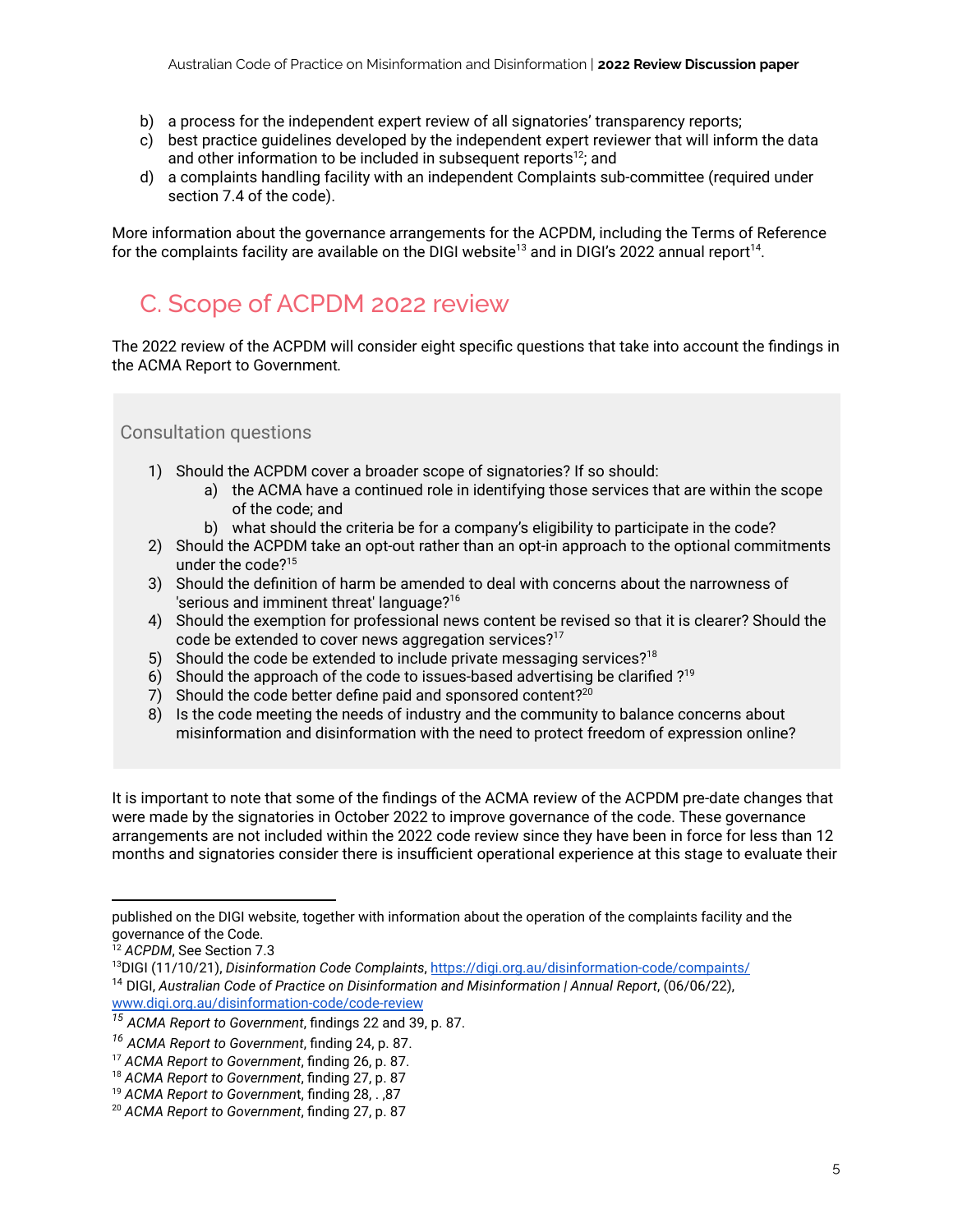b) a process for the independent expert review of all signatories' transparency reports;
c) best practice guidelines developed by the independent expert reviewer that will inform the data and other information to be included in subsequent reports[12]; and
d) a complaints handling facility with an independent Complaints sub-committee (required under section 7.4 of the code).

More information about the governance arrangements for the ACPDM, including the Terms of Reference for the complaints facility are available on the DIGI website[13] and in DIGI's 2022 annual report[14].

## C. Scope of ACPDM 2022 review

The 2022 review of the ACPDM will consider eight specific questions that take into account the findings in the ACMA Report to Government.

### Consultation questions

1) Should the ACPDM cover a broader scope of signatories? If so should:
   a) the ACMA have a continued role in identifying those services that are within the scope of the code; and
   b) what should the criteria be for a company's eligibility to participate in the code?
2) Should the ACPDM take an opt-out rather than an opt-in approach to the optional commitments under the code?[15]
3) Should the definition of harm be amended to deal with concerns about the narrowness of 'serious and imminent threat' language?[16]
4) Should the exemption for professional news content be revised so that it is clearer? Should the code be extended to cover news aggregation services?[17]
5) Should the code be extended to include private messaging services?[18]
6) Should the approach of the code to issues-based advertising be clarified ?[19]
7) Should the code better define paid and sponsored content?[20]
8) Is the code meeting the needs of industry and the community to balance concerns about misinformation and disinformation with the need to protect freedom of expression online?

It is important to note that some of the findings of the ACMA review of the ACPDM pre-date changes that were made by the signatories in October 2022 to improve governance of the code. These governance arrangements are not included within the 2022 code review since they have been in force for less than 12 months and signatories consider there is insufficient operational experience at this stage to evaluate their

---

published on the DIGI website, together with information about the operation of the complaints facility and the governance of the Code.

[12] *ACPDM*, See Section 7.3

[13] DIGI (11/10/21), *Disinformation Code Complaints*, https://digi.org.au/disinformation-code/compaints/

[14] DIGI, *Australian Code of Practice on Disinformation and Misinformation | Annual Report*, (06/06/22), www.digi.org.au/disinformation-code/code-review

[15] *ACMA Report to Government*, findings 22 and 39, p. 87.

[16] *ACMA Report to Government*, finding 24, p. 87.

[17] *ACMA Report to Government*, finding 26, p. 87.

[18] *ACMA Report to Government*, finding 27, p. 87

[19] *ACMA Report to Government*, finding 28, . ,87

[20] *ACMA Report to Government*, finding 27, p. 87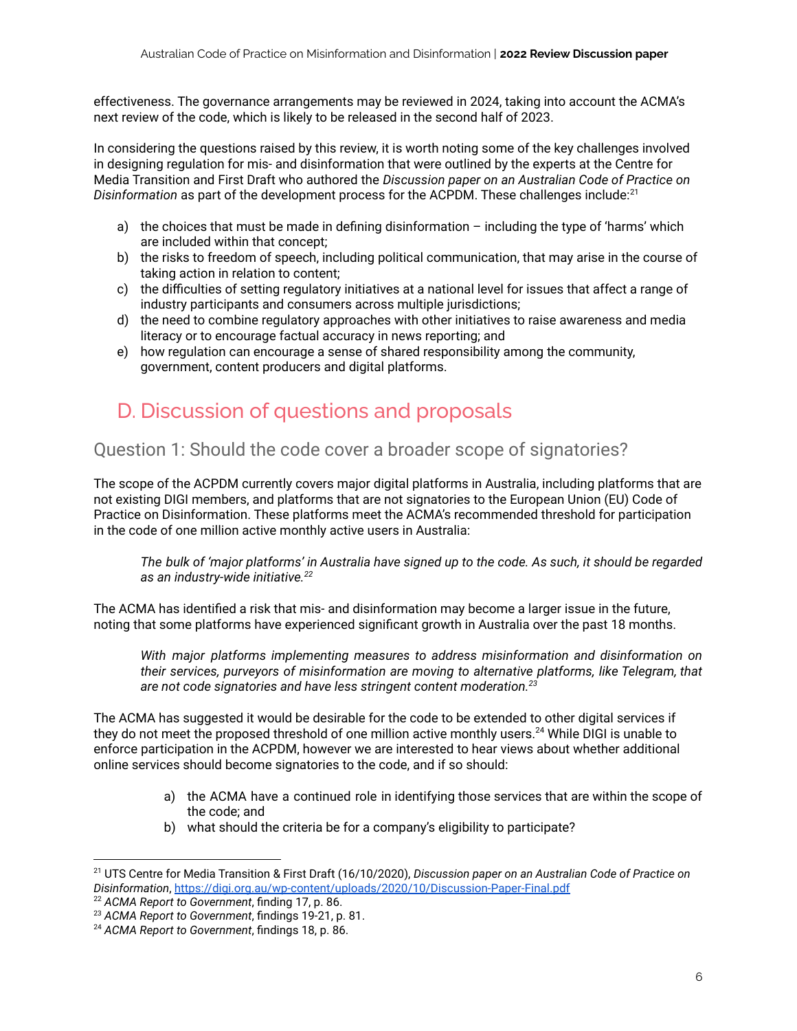effectiveness. The governance arrangements may be reviewed in 2024, taking into account the ACMA's next review of the code, which is likely to be released in the second half of 2023.

In considering the questions raised by this review, it is worth noting some of the key challenges involved in designing regulation for mis- and disinformation that were outlined by the experts at the Centre for Media Transition and First Draft who authored the *Discussion paper on an Australian Code of Practice on Disinformation* as part of the development process for the ACPDM. These challenges include:[21]

a) the choices that must be made in defining disinformation – including the type of 'harms' which are included within that concept;
b) the risks to freedom of speech, including political communication, that may arise in the course of taking action in relation to content;
c) the difficulties of setting regulatory initiatives at a national level for issues that affect a range of industry participants and consumers across multiple jurisdictions;
d) the need to combine regulatory approaches with other initiatives to raise awareness and media literacy or to encourage factual accuracy in news reporting; and
e) how regulation can encourage a sense of shared responsibility among the community, government, content producers and digital platforms.

# D. Discussion of questions and proposals

## Question 1: Should the code cover a broader scope of signatories?

The scope of the ACPDM currently covers major digital platforms in Australia, including platforms that are not existing DIGI members, and platforms that are not signatories to the European Union (EU) Code of Practice on Disinformation. These platforms meet the ACMA's recommended threshold for participation in the code of one million active monthly active users in Australia:

> *The bulk of 'major platforms' in Australia have signed up to the code. As such, it should be regarded as an industry-wide initiative.*[22]

The ACMA has identified a risk that mis- and disinformation may become a larger issue in the future, noting that some platforms have experienced significant growth in Australia over the past 18 months.

> *With major platforms implementing measures to address misinformation and disinformation on their services, purveyors of misinformation are moving to alternative platforms, like Telegram, that are not code signatories and have less stringent content moderation.*[23]

The ACMA has suggested it would be desirable for the code to be extended to other digital services if they do not meet the proposed threshold of one million active monthly users.[24] While DIGI is unable to enforce participation in the ACPDM, however we are interested to hear views about whether additional online services should become signatories to the code, and if so should:

a) the ACMA have a continued role in identifying those services that are within the scope of the code; and
b) what should the criteria be for a company's eligibility to participate?

---

[21] UTS Centre for Media Transition & First Draft (16/10/2020), *Discussion paper on an Australian Code of Practice on Disinformation*, https://digi.org.au/wp-content/uploads/2020/10/Discussion-Paper-Final.pdf
[22] *ACMA Report to Government*, finding 17, p. 86.
[23] *ACMA Report to Government*, findings 19-21, p. 81.
[24] *ACMA Report to Government*, findings 18, p. 86.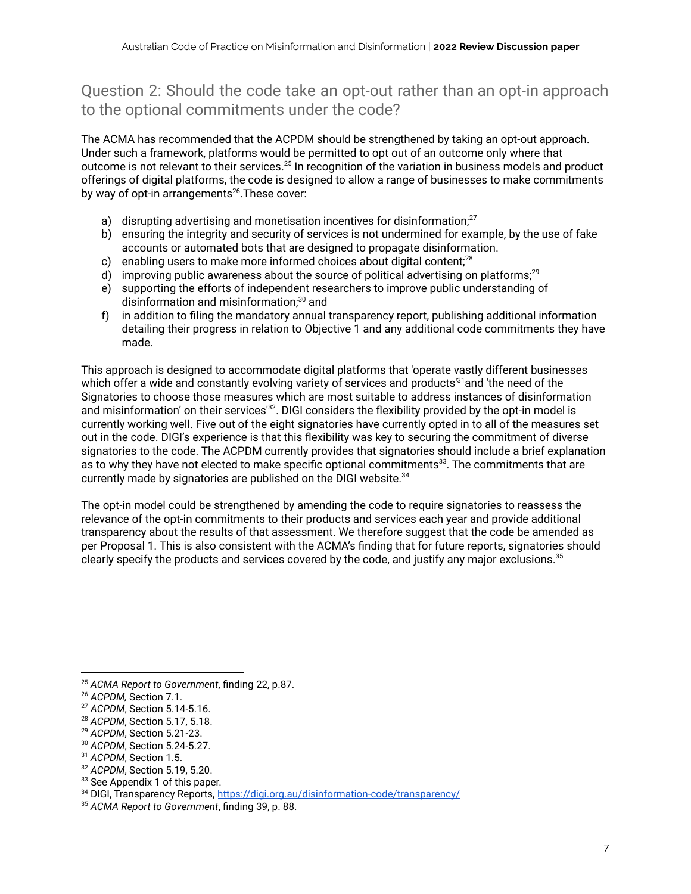## Question 2: Should the code take an opt-out rather than an opt-in approach to the optional commitments under the code?

The ACMA has recommended that the ACPDM should be strengthened by taking an opt-out approach. Under such a framework, platforms would be permitted to opt out of an outcome only where that outcome is not relevant to their services.[25] In recognition of the variation in business models and product offerings of digital platforms, the code is designed to allow a range of businesses to make commitments by way of opt-in arrangements[26].These cover:

a) disrupting advertising and monetisation incentives for disinformation;[27]
b) ensuring the integrity and security of services is not undermined for example, by the use of fake accounts or automated bots that are designed to propagate disinformation.
c) enabling users to make more informed choices about digital content;[28]
d) improving public awareness about the source of political advertising on platforms;[29]
e) supporting the efforts of independent researchers to improve public understanding of disinformation and misinformation;[30] and
f) in addition to filing the mandatory annual transparency report, publishing additional information detailing their progress in relation to Objective 1 and any additional code commitments they have made.

This approach is designed to accommodate digital platforms that 'operate vastly different businesses which offer a wide and constantly evolving variety of services and products'[31]and 'the need of the Signatories to choose those measures which are most suitable to address instances of disinformation and misinformation' on their services'[32]. DIGI considers the flexibility provided by the opt-in model is currently working well. Five out of the eight signatories have currently opted in to all of the measures set out in the code. DIGI's experience is that this flexibility was key to securing the commitment of diverse signatories to the code. The ACPDM currently provides that signatories should include a brief explanation as to why they have not elected to make specific optional commitments[33]. The commitments that are currently made by signatories are published on the DIGI website.[34]

The opt-in model could be strengthened by amending the code to require signatories to reassess the relevance of the opt-in commitments to their products and services each year and provide additional transparency about the results of that assessment. We therefore suggest that the code be amended as per Proposal 1. This is also consistent with the ACMA's finding that for future reports, signatories should clearly specify the products and services covered by the code, and justify any major exclusions.[35]

---

[25] *ACMA Report to Government*, finding 22, p.87.
[26] *ACPDM*, Section 7.1.
[27] *ACPDM*, Section 5.14-5.16.
[28] *ACPDM*, Section 5.17, 5.18.
[29] *ACPDM*, Section 5.21-23.
[30] *ACPDM*, Section 5.24-5.27.
[31] *ACPDM*, Section 1.5.
[32] *ACPDM*, Section 5.19, 5.20.
[33] See Appendix 1 of this paper.
[34] DIGI, Transparency Reports, https://digi.org.au/disinformation-code/transparency/
[35] *ACMA Report to Government*, finding 39, p. 88.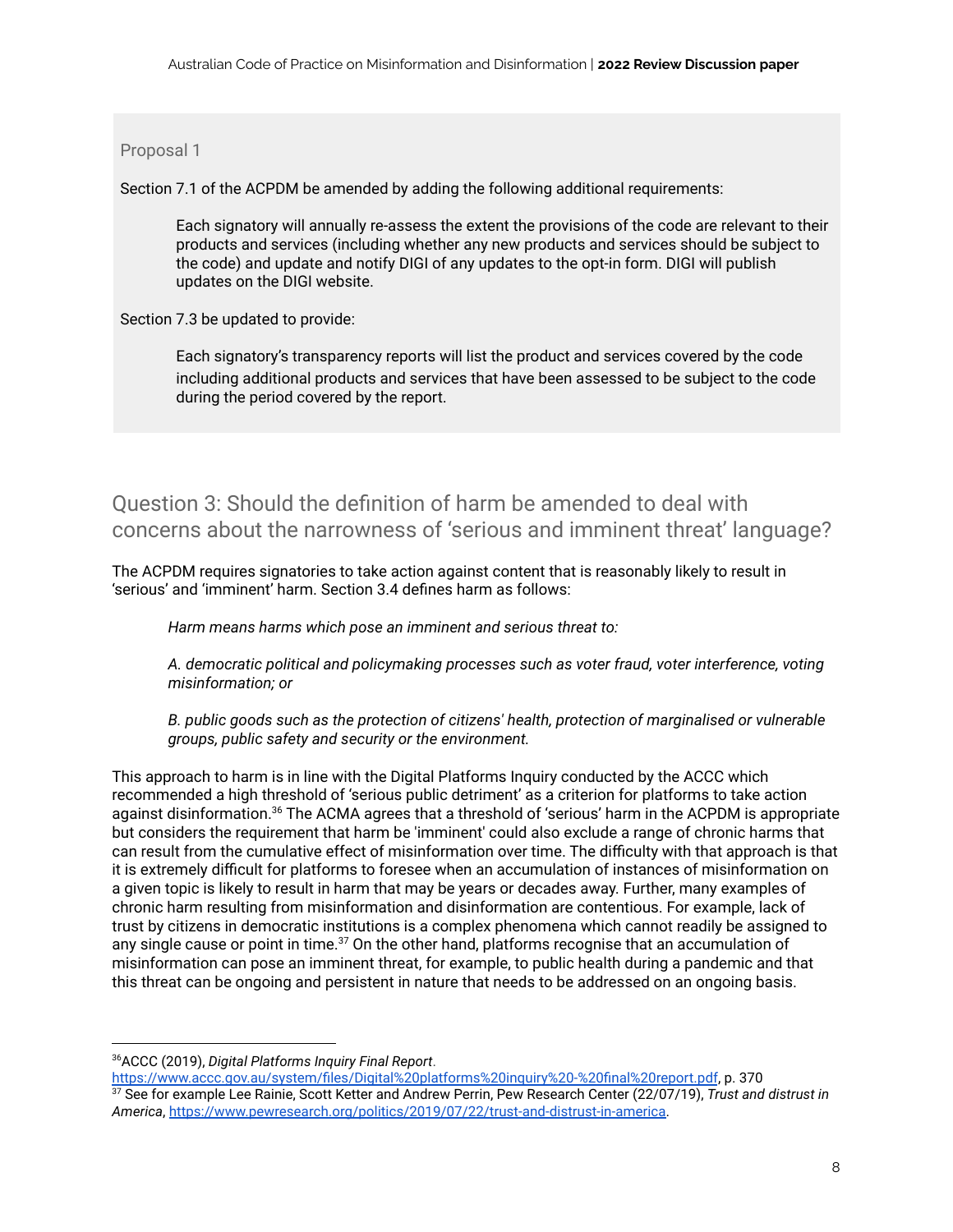Proposal 1

Section 7.1 of the ACPDM be amended by adding the following additional requirements:

> Each signatory will annually re-assess the extent the provisions of the code are relevant to their products and services (including whether any new products and services should be subject to the code) and update and notify DIGI of any updates to the opt-in form. DIGI will publish updates on the DIGI website.

Section 7.3 be updated to provide:

> Each signatory's transparency reports will list the product and services covered by the code including additional products and services that have been assessed to be subject to the code during the period covered by the report.

## Question 3: Should the definition of harm be amended to deal with concerns about the narrowness of 'serious and imminent threat' language?

The ACPDM requires signatories to take action against content that is reasonably likely to result in 'serious' and 'imminent' harm. Section 3.4 defines harm as follows:

> *Harm means harms which pose an imminent and serious threat to:*
>
> *A. democratic political and policymaking processes such as voter fraud, voter interference, voting misinformation; or*
>
> *B. public goods such as the protection of citizens' health, protection of marginalised or vulnerable groups, public safety and security or the environment.*

This approach to harm is in line with the Digital Platforms Inquiry conducted by the ACCC which recommended a high threshold of 'serious public detriment' as a criterion for platforms to take action against disinformation.[36] The ACMA agrees that a threshold of 'serious' harm in the ACPDM is appropriate but considers the requirement that harm be 'imminent' could also exclude a range of chronic harms that can result from the cumulative effect of misinformation over time. The difficulty with that approach is that it is extremely difficult for platforms to foresee when an accumulation of instances of misinformation on a given topic is likely to result in harm that may be years or decades away. Further, many examples of chronic harm resulting from misinformation and disinformation are contentious. For example, lack of trust by citizens in democratic institutions is a complex phenomena which cannot readily be assigned to any single cause or point in time.[37] On the other hand, platforms recognise that an accumulation of misinformation can pose an imminent threat, for example, to public health during a pandemic and that this threat can be ongoing and persistent in nature that needs to be addressed on an ongoing basis.

---

[36] ACCC (2019), *Digital Platforms Inquiry Final Report*. https://www.accc.gov.au/system/files/Digital%20platforms%20inquiry%20-%20final%20report.pdf, p. 370

[37] See for example Lee Rainie, Scott Ketter and Andrew Perrin, Pew Research Center (22/07/19), *Trust and distrust in America*, https://www.pewresearch.org/politics/2019/07/22/trust-and-distrust-in-america.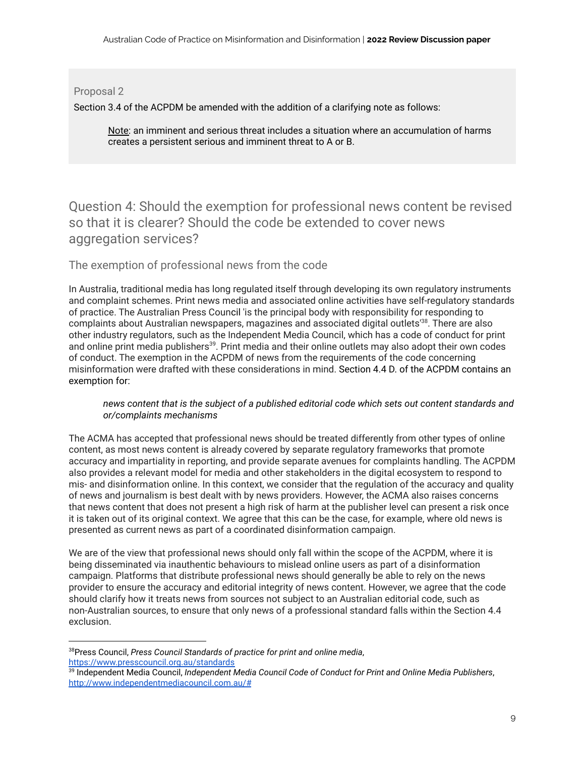Proposal 2

Section 3.4 of the ACPDM be amended with the addition of a clarifying note as follows:

> Note: an imminent and serious threat includes a situation where an accumulation of harms creates a persistent serious and imminent threat to A or B.

## Question 4: Should the exemption for professional news content be revised so that it is clearer? Should the code be extended to cover news aggregation services?

### The exemption of professional news from the code

In Australia, traditional media has long regulated itself through developing its own regulatory instruments and complaint schemes. Print news media and associated online activities have self-regulatory standards of practice. The Australian Press Council 'is the principal body with responsibility for responding to complaints about Australian newspapers, magazines and associated digital outlets'[38]. There are also other industry regulators, such as the Independent Media Council, which has a code of conduct for print and online print media publishers[39]. Print media and their online outlets may also adopt their own codes of conduct. The exemption in the ACPDM of news from the requirements of the code concerning misinformation were drafted with these considerations in mind. Section 4.4 D. of the ACPDM contains an exemption for:

> *news content that is the subject of a published editorial code which sets out content standards and or/complaints mechanisms*

The ACMA has accepted that professional news should be treated differently from other types of online content, as most news content is already covered by separate regulatory frameworks that promote accuracy and impartiality in reporting, and provide separate avenues for complaints handling. The ACPDM also provides a relevant model for media and other stakeholders in the digital ecosystem to respond to mis- and disinformation online. In this context, we consider that the regulation of the accuracy and quality of news and journalism is best dealt with by news providers. However, the ACMA also raises concerns that news content that does not present a high risk of harm at the publisher level can present a risk once it is taken out of its original context. We agree that this can be the case, for example, where old news is presented as current news as part of a coordinated disinformation campaign.

We are of the view that professional news should only fall within the scope of the ACPDM, where it is being disseminated via inauthentic behaviours to mislead online users as part of a disinformation campaign. Platforms that distribute professional news should generally be able to rely on the news provider to ensure the accuracy and editorial integrity of news content. However, we agree that the code should clarify how it treats news from sources not subject to an Australian editorial code, such as non-Australian sources, to ensure that only news of a professional standard falls within the Section 4.4 exclusion.

---

[38] Press Council, *Press Council Standards of practice for print and online media*, https://www.presscouncil.org.au/standards

[39] Independent Media Council, *Independent Media Council Code of Conduct for Print and Online Media Publishers*, http://www.independentmediacouncil.com.au/#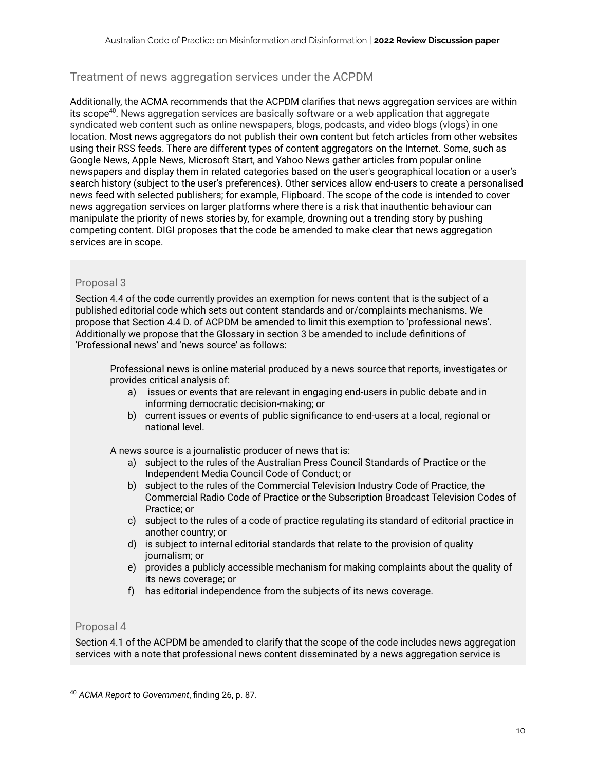## Treatment of news aggregation services under the ACPDM

Additionally, the ACMA recommends that the ACPDM clarifies that news aggregation services are within its scope[40]. News aggregation services are basically software or a web application that aggregate syndicated web content such as online newspapers, blogs, podcasts, and video blogs (vlogs) in one location. Most news aggregators do not publish their own content but fetch articles from other websites using their RSS feeds. There are different types of content aggregators on the Internet. Some, such as Google News, Apple News, Microsoft Start, and Yahoo News gather articles from popular online newspapers and display them in related categories based on the user's geographical location or a user's search history (subject to the user's preferences). Other services allow end-users to create a personalised news feed with selected publishers; for example, Flipboard. The scope of the code is intended to cover news aggregation services on larger platforms where there is a risk that inauthentic behaviour can manipulate the priority of news stories by, for example, drowning out a trending story by pushing competing content. DIGI proposes that the code be amended to make clear that news aggregation services are in scope.

### Proposal 3

Section 4.4 of the code currently provides an exemption for news content that is the subject of a published editorial code which sets out content standards and or/complaints mechanisms. We propose that Section 4.4 D. of ACPDM be amended to limit this exemption to 'professional news'. Additionally we propose that the Glossary in section 3 be amended to include definitions of 'Professional news' and 'news source' as follows:

> Professional news is online material produced by a news source that reports, investigates or provides critical analysis of:
>
> a) issues or events that are relevant in engaging end-users in public debate and in informing democratic decision-making; or
> b) current issues or events of public significance to end-users at a local, regional or national level.
>
> A news source is a journalistic producer of news that is:
>
> a) subject to the rules of the Australian Press Council Standards of Practice or the Independent Media Council Code of Conduct; or
> b) subject to the rules of the Commercial Television Industry Code of Practice, the Commercial Radio Code of Practice or the Subscription Broadcast Television Codes of Practice; or
> c) subject to the rules of a code of practice regulating its standard of editorial practice in another country; or
> d) is subject to internal editorial standards that relate to the provision of quality journalism; or
> e) provides a publicly accessible mechanism for making complaints about the quality of its news coverage; or
> f) has editorial independence from the subjects of its news coverage.

### Proposal 4

Section 4.1 of the ACPDM be amended to clarify that the scope of the code includes news aggregation services with a note that professional news content disseminated by a news aggregation service is

[40] *ACMA Report to Government*, finding 26, p. 87.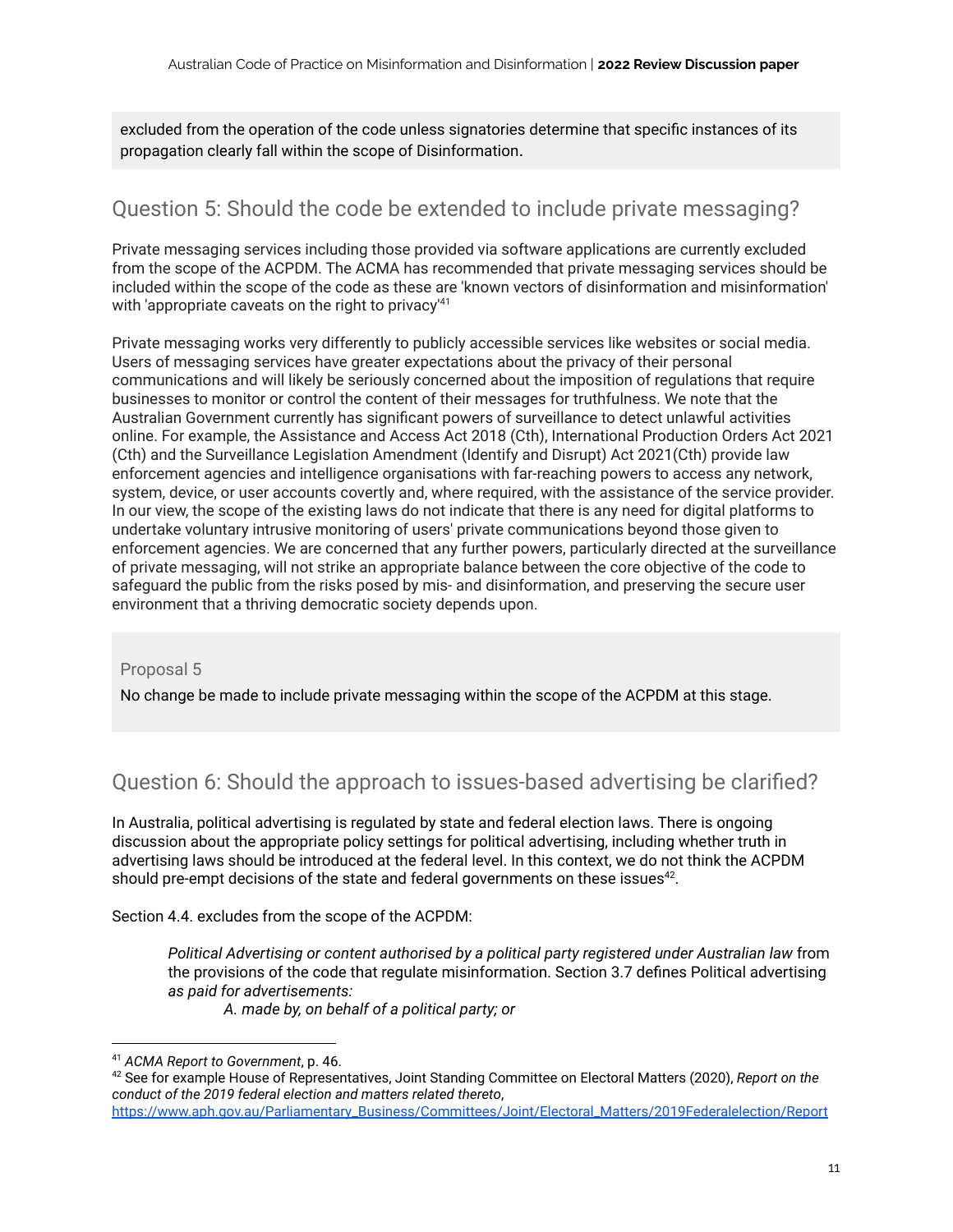excluded from the operation of the code unless signatories determine that specific instances of its propagation clearly fall within the scope of Disinformation.

## Question 5: Should the code be extended to include private messaging?

Private messaging services including those provided via software applications are currently excluded from the scope of the ACPDM. The ACMA has recommended that private messaging services should be included within the scope of the code as these are 'known vectors of disinformation and misinformation' with 'appropriate caveats on the right to privacy'[41]

Private messaging works very differently to publicly accessible services like websites or social media. Users of messaging services have greater expectations about the privacy of their personal communications and will likely be seriously concerned about the imposition of regulations that require businesses to monitor or control the content of their messages for truthfulness. We note that the Australian Government currently has significant powers of surveillance to detect unlawful activities online. For example, the Assistance and Access Act 2018 (Cth), International Production Orders Act 2021 (Cth) and the Surveillance Legislation Amendment (Identify and Disrupt) Act 2021(Cth) provide law enforcement agencies and intelligence organisations with far-reaching powers to access any network, system, device, or user accounts covertly and, where required, with the assistance of the service provider. In our view, the scope of the existing laws do not indicate that there is any need for digital platforms to undertake voluntary intrusive monitoring of users' private communications beyond those given to enforcement agencies. We are concerned that any further powers, particularly directed at the surveillance of private messaging, will not strike an appropriate balance between the core objective of the code to safeguard the public from the risks posed by mis- and disinformation, and preserving the secure user environment that a thriving democratic society depends upon.

### Proposal 5

No change be made to include private messaging within the scope of the ACPDM at this stage.

## Question 6: Should the approach to issues-based advertising be clarified?

In Australia, political advertising is regulated by state and federal election laws. There is ongoing discussion about the appropriate policy settings for political advertising, including whether truth in advertising laws should be introduced at the federal level. In this context, we do not think the ACPDM should pre-empt decisions of the state and federal governments on these issues[42].

Section 4.4. excludes from the scope of the ACPDM:

> *Political Advertising or content authorised by a political party registered under Australian law* from the provisions of the code that regulate misinformation. Section 3.7 defines Political advertising *as paid for advertisements:*
>
> *A. made by, on behalf of a political party; or*

[41] *ACMA Report to Government*, p. 46.

[42] See for example House of Representatives, Joint Standing Committee on Electoral Matters (2020), *Report on the conduct of the 2019 federal election and matters related thereto*, https://www.aph.gov.au/Parliamentary_Business/Committees/Joint/Electoral_Matters/2019Federalelection/Report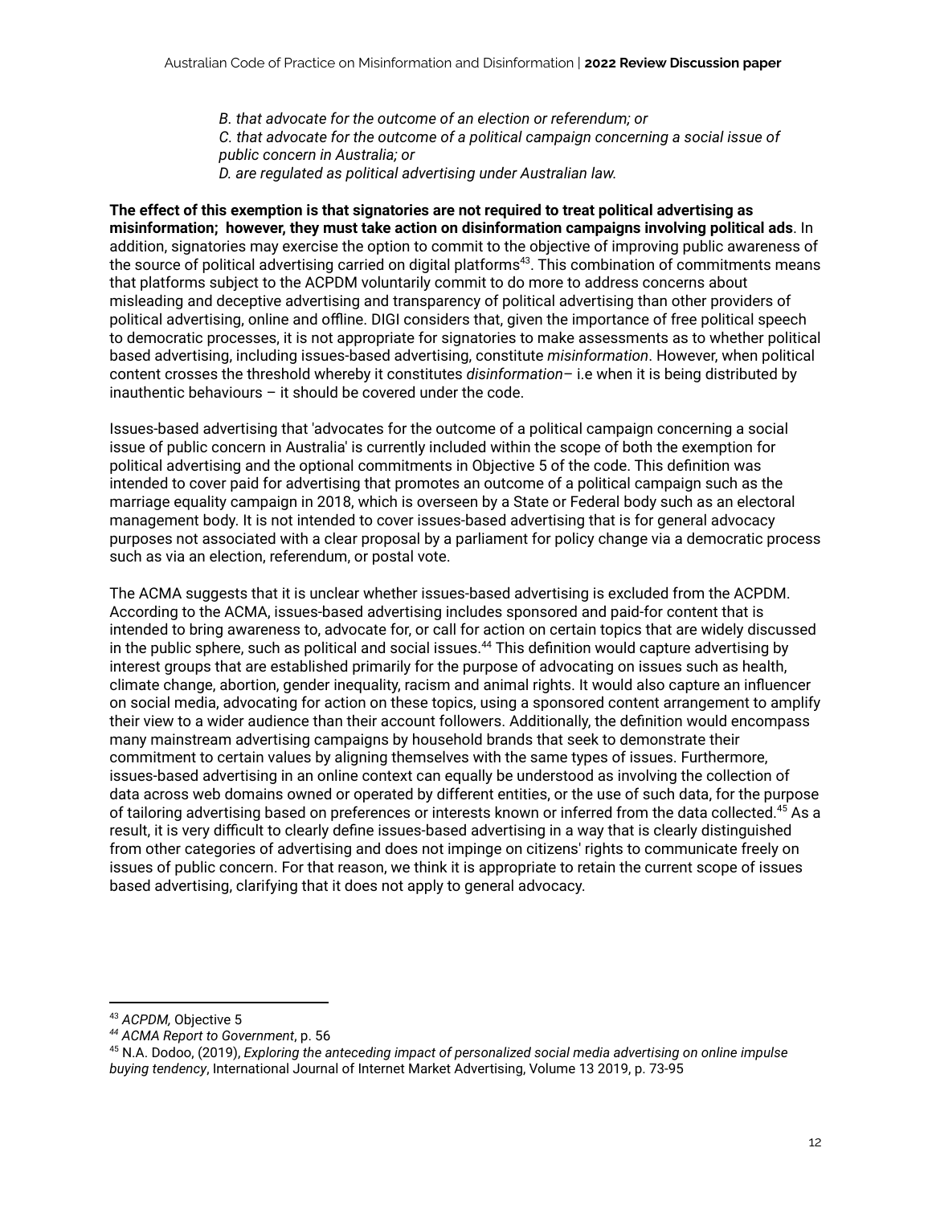*B. that advocate for the outcome of an election or referendum; or*
*C. that advocate for the outcome of a political campaign concerning a social issue of public concern in Australia; or*
*D. are regulated as political advertising under Australian law.*

**The effect of this exemption is that signatories are not required to treat political advertising as misinformation; however, they must take action on disinformation campaigns involving political ads**. In addition, signatories may exercise the option to commit to the objective of improving public awareness of the source of political advertising carried on digital platforms[43]. This combination of commitments means that platforms subject to the ACPDM voluntarily commit to do more to address concerns about misleading and deceptive advertising and transparency of political advertising than other providers of political advertising, online and offline. DIGI considers that, given the importance of free political speech to democratic processes, it is not appropriate for signatories to make assessments as to whether political based advertising, including issues-based advertising, constitute *misinformation*. However, when political content crosses the threshold whereby it constitutes *disinformation*– i.e when it is being distributed by inauthentic behaviours – it should be covered under the code.

Issues-based advertising that 'advocates for the outcome of a political campaign concerning a social issue of public concern in Australia' is currently included within the scope of both the exemption for political advertising and the optional commitments in Objective 5 of the code. This definition was intended to cover paid for advertising that promotes an outcome of a political campaign such as the marriage equality campaign in 2018, which is overseen by a State or Federal body such as an electoral management body. It is not intended to cover issues-based advertising that is for general advocacy purposes not associated with a clear proposal by a parliament for policy change via a democratic process such as via an election, referendum, or postal vote.

The ACMA suggests that it is unclear whether issues-based advertising is excluded from the ACPDM. According to the ACMA, issues-based advertising includes sponsored and paid-for content that is intended to bring awareness to, advocate for, or call for action on certain topics that are widely discussed in the public sphere, such as political and social issues.[44] This definition would capture advertising by interest groups that are established primarily for the purpose of advocating on issues such as health, climate change, abortion, gender inequality, racism and animal rights. It would also capture an influencer on social media, advocating for action on these topics, using a sponsored content arrangement to amplify their view to a wider audience than their account followers. Additionally, the definition would encompass many mainstream advertising campaigns by household brands that seek to demonstrate their commitment to certain values by aligning themselves with the same types of issues. Furthermore, issues-based advertising in an online context can equally be understood as involving the collection of data across web domains owned or operated by different entities, or the use of such data, for the purpose of tailoring advertising based on preferences or interests known or inferred from the data collected.[45] As a result, it is very difficult to clearly define issues-based advertising in a way that is clearly distinguished from other categories of advertising and does not impinge on citizens' rights to communicate freely on issues of public concern. For that reason, we think it is appropriate to retain the current scope of issues based advertising, clarifying that it does not apply to general advocacy.

---

[43] *ACPDM,* Objective 5

[44] *ACMA Report to Government*, p. 56

[45] N.A. Dodoo, (2019), *Exploring the anteceding impact of personalized social media advertising on online impulse buying tendency*, International Journal of Internet Market Advertising, Volume 13 2019, p. 73-95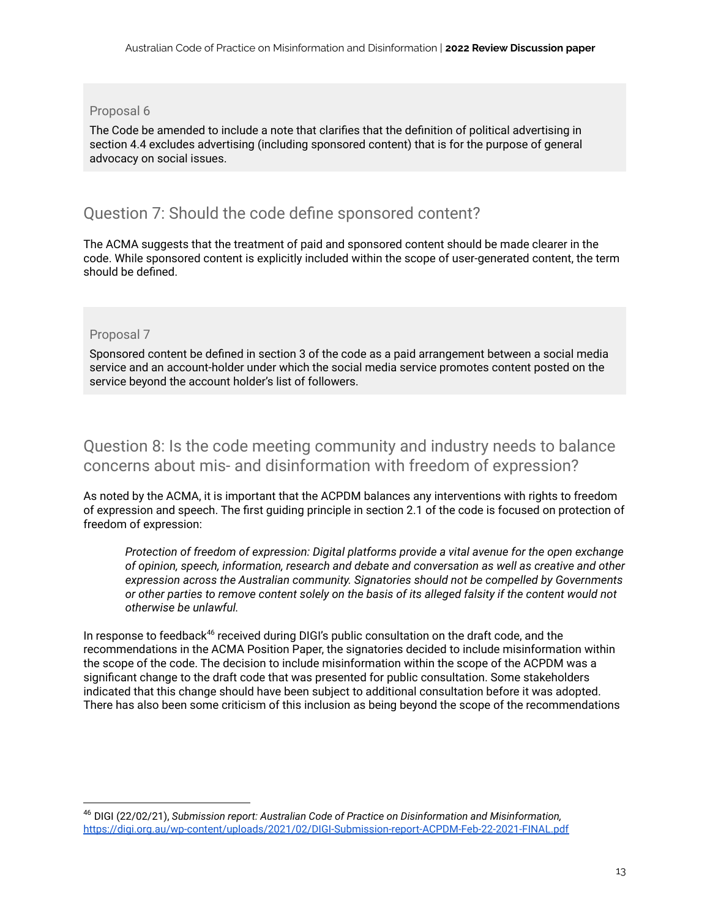Proposal 6

The Code be amended to include a note that clarifies that the definition of political advertising in section 4.4 excludes advertising (including sponsored content) that is for the purpose of general advocacy on social issues.

## Question 7: Should the code define sponsored content?

The ACMA suggests that the treatment of paid and sponsored content should be made clearer in the code. While sponsored content is explicitly included within the scope of user-generated content, the term should be defined.

Proposal 7

Sponsored content be defined in section 3 of the code as a paid arrangement between a social media service and an account-holder under which the social media service promotes content posted on the service beyond the account holder's list of followers.

## Question 8: Is the code meeting community and industry needs to balance concerns about mis- and disinformation with freedom of expression?

As noted by the ACMA, it is important that the ACPDM balances any interventions with rights to freedom of expression and speech. The first guiding principle in section 2.1 of the code is focused on protection of freedom of expression:

> *Protection of freedom of expression: Digital platforms provide a vital avenue for the open exchange of opinion, speech, information, research and debate and conversation as well as creative and other expression across the Australian community. Signatories should not be compelled by Governments or other parties to remove content solely on the basis of its alleged falsity if the content would not otherwise be unlawful.*

In response to feedback[46] received during DIGI's public consultation on the draft code, and the recommendations in the ACMA Position Paper, the signatories decided to include misinformation within the scope of the code. The decision to include misinformation within the scope of the ACPDM was a significant change to the draft code that was presented for public consultation. Some stakeholders indicated that this change should have been subject to additional consultation before it was adopted. There has also been some criticism of this inclusion as being beyond the scope of the recommendations

---

[46] DIGI (22/02/21), *Submission report: Australian Code of Practice on Disinformation and Misinformation,* https://digi.org.au/wp-content/uploads/2021/02/DIGI-Submission-report-ACPDM-Feb-22-2021-FINAL.pdf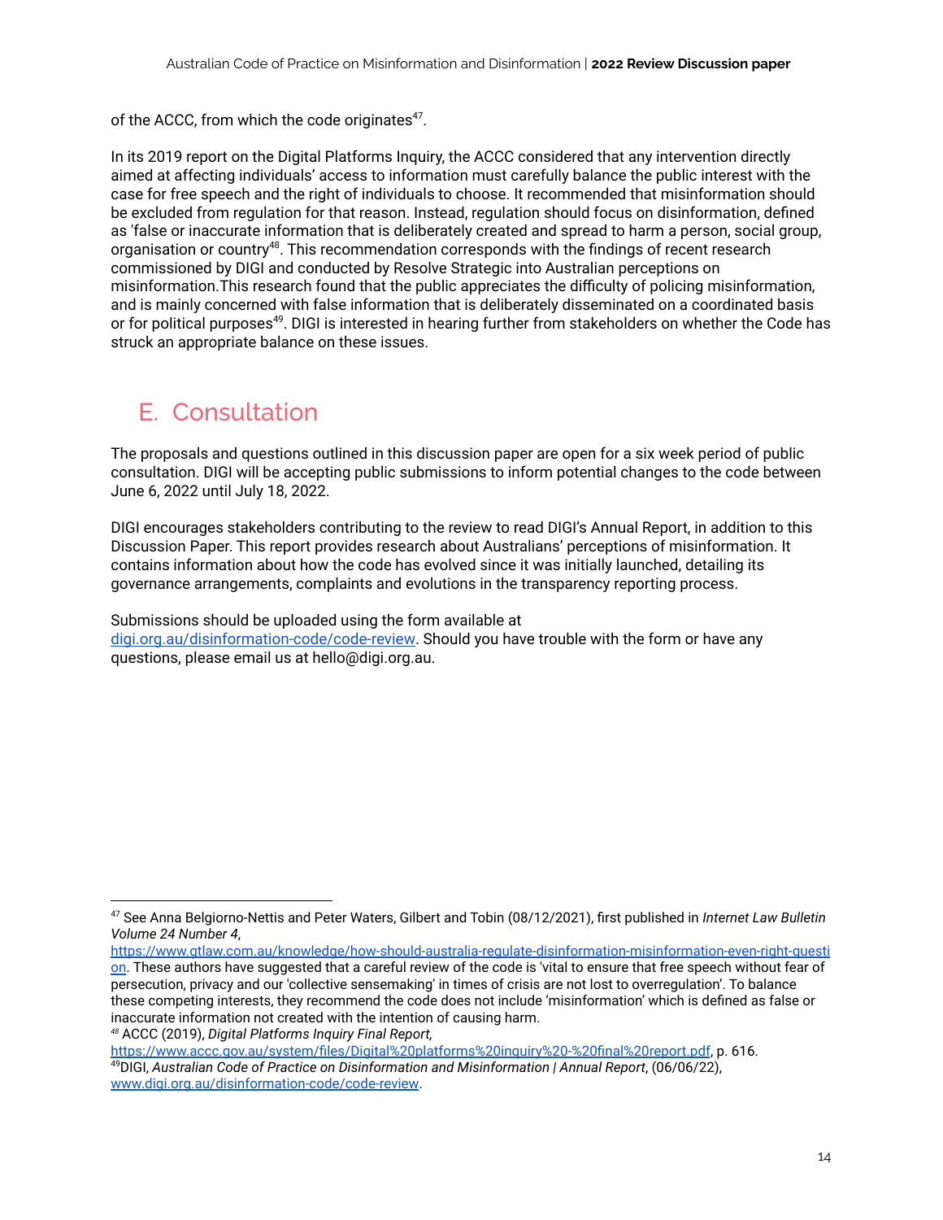of the ACCC, from which the code originates[47].

In its 2019 report on the Digital Platforms Inquiry, the ACCC considered that any intervention directly aimed at affecting individuals' access to information must carefully balance the public interest with the case for free speech and the right of individuals to choose. It recommended that misinformation should be excluded from regulation for that reason. Instead, regulation should focus on disinformation, defined as 'false or inaccurate information that is deliberately created and spread to harm a person, social group, organisation or country[48]. This recommendation corresponds with the findings of recent research commissioned by DIGI and conducted by Resolve Strategic into Australian perceptions on misinformation.This research found that the public appreciates the difficulty of policing misinformation, and is mainly concerned with false information that is deliberately disseminated on a coordinated basis or for political purposes[49]. DIGI is interested in hearing further from stakeholders on whether the Code has struck an appropriate balance on these issues.

## E. Consultation

The proposals and questions outlined in this discussion paper are open for a six week period of public consultation. DIGI will be accepting public submissions to inform potential changes to the code between June 6, 2022 until July 18, 2022.

DIGI encourages stakeholders contributing to the review to read DIGI's Annual Report, in addition to this Discussion Paper. This report provides research about Australians' perceptions of misinformation. It contains information about how the code has evolved since it was initially launched, detailing its governance arrangements, complaints and evolutions in the transparency reporting process.

Submissions should be uploaded using the form available at [digi.org.au/disinformation-code/code-review](digi.org.au/disinformation-code/code-review). Should you have trouble with the form or have any questions, please email us at hello@digi.org.au.

---

[47] See Anna Belgiorno-Nettis and Peter Waters, Gilbert and Tobin (08/12/2021), first published in *Internet Law Bulletin Volume 24 Number 4*, [https://www.gtlaw.com.au/knowledge/how-should-australia-regulate-disinformation-misinformation-even-right-question](https://www.gtlaw.com.au/knowledge/how-should-australia-regulate-disinformation-misinformation-even-right-question). These authors have suggested that a careful review of the code is 'vital to ensure that free speech without fear of persecution, privacy and our 'collective sensemaking' in times of crisis are not lost to overregulation'. To balance these competing interests, they recommend the code does not include 'misinformation' which is defined as false or inaccurate information not created with the intention of causing harm.

[48] ACCC (2019), *Digital Platforms Inquiry Final Report*, [https://www.accc.gov.au/system/files/Digital%20platforms%20inquiry%20-%20final%20report.pdf](https://www.accc.gov.au/system/files/Digital%20platforms%20inquiry%20-%20final%20report.pdf), p. 616.

[49] DIGI, *Australian Code of Practice on Disinformation and Misinformation | Annual Report*, (06/06/22), [www.digi.org.au/disinformation-code/code-review](www.digi.org.au/disinformation-code/code-review).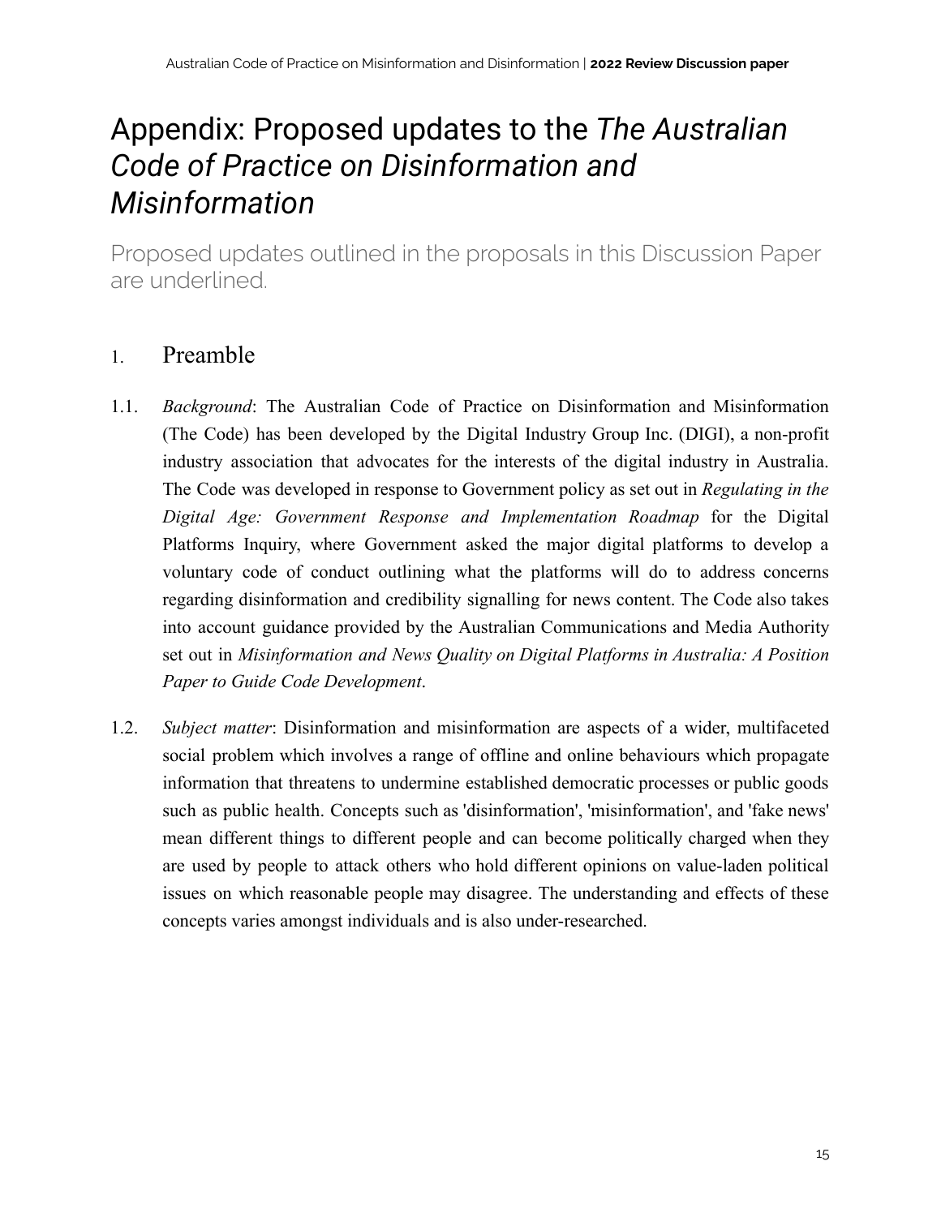# Appendix: Proposed updates to the *The Australian Code of Practice on Disinformation and Misinformation*

Proposed updates outlined in the proposals in this Discussion Paper are underlined.

## 1. Preamble

1.1. *Background*: The Australian Code of Practice on Disinformation and Misinformation (The Code) has been developed by the Digital Industry Group Inc. (DIGI), a non-profit industry association that advocates for the interests of the digital industry in Australia. The Code was developed in response to Government policy as set out in *Regulating in the Digital Age: Government Response and Implementation Roadmap* for the Digital Platforms Inquiry, where Government asked the major digital platforms to develop a voluntary code of conduct outlining what the platforms will do to address concerns regarding disinformation and credibility signalling for news content. The Code also takes into account guidance provided by the Australian Communications and Media Authority set out in *Misinformation and News Quality on Digital Platforms in Australia: A Position Paper to Guide Code Development*.

1.2. *Subject matter*: Disinformation and misinformation are aspects of a wider, multifaceted social problem which involves a range of offline and online behaviours which propagate information that threatens to undermine established democratic processes or public goods such as public health. Concepts such as 'disinformation', 'misinformation', and 'fake news' mean different things to different people and can become politically charged when they are used by people to attack others who hold different opinions on value-laden political issues on which reasonable people may disagree. The understanding and effects of these concepts varies amongst individuals and is also under-researched.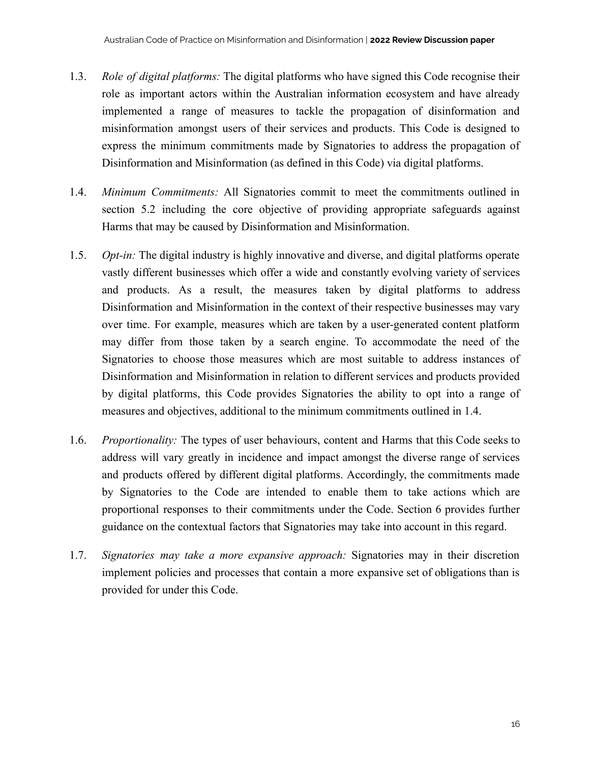1.3. *Role of digital platforms:* The digital platforms who have signed this Code recognise their role as important actors within the Australian information ecosystem and have already implemented a range of measures to tackle the propagation of disinformation and misinformation amongst users of their services and products. This Code is designed to express the minimum commitments made by Signatories to address the propagation of Disinformation and Misinformation (as defined in this Code) via digital platforms.

1.4. *Minimum Commitments:* All Signatories commit to meet the commitments outlined in section 5.2 including the core objective of providing appropriate safeguards against Harms that may be caused by Disinformation and Misinformation.

1.5. *Opt-in:* The digital industry is highly innovative and diverse, and digital platforms operate vastly different businesses which offer a wide and constantly evolving variety of services and products. As a result, the measures taken by digital platforms to address Disinformation and Misinformation in the context of their respective businesses may vary over time. For example, measures which are taken by a user-generated content platform may differ from those taken by a search engine. To accommodate the need of the Signatories to choose those measures which are most suitable to address instances of Disinformation and Misinformation in relation to different services and products provided by digital platforms, this Code provides Signatories the ability to opt into a range of measures and objectives, additional to the minimum commitments outlined in 1.4.

1.6. *Proportionality:* The types of user behaviours, content and Harms that this Code seeks to address will vary greatly in incidence and impact amongst the diverse range of services and products offered by different digital platforms. Accordingly, the commitments made by Signatories to the Code are intended to enable them to take actions which are proportional responses to their commitments under the Code. Section 6 provides further guidance on the contextual factors that Signatories may take into account in this regard.

1.7. *Signatories may take a more expansive approach:* Signatories may in their discretion implement policies and processes that contain a more expansive set of obligations than is provided for under this Code.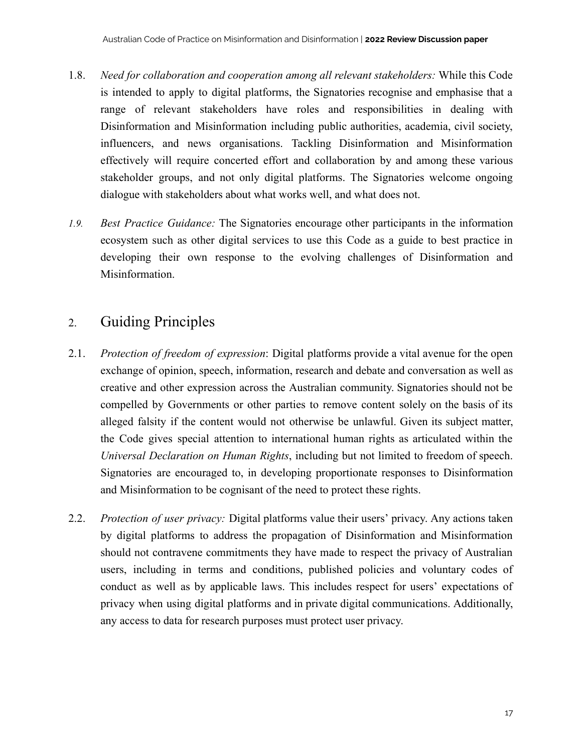1.8. *Need for collaboration and cooperation among all relevant stakeholders:* While this Code is intended to apply to digital platforms, the Signatories recognise and emphasise that a range of relevant stakeholders have roles and responsibilities in dealing with Disinformation and Misinformation including public authorities, academia, civil society, influencers, and news organisations. Tackling Disinformation and Misinformation effectively will require concerted effort and collaboration by and among these various stakeholder groups, and not only digital platforms. The Signatories welcome ongoing dialogue with stakeholders about what works well, and what does not.

*1.9.* *Best Practice Guidance:* The Signatories encourage other participants in the information ecosystem such as other digital services to use this Code as a guide to best practice in developing their own response to the evolving challenges of Disinformation and Misinformation.

## 2. Guiding Principles

2.1. *Protection of freedom of expression*: Digital platforms provide a vital avenue for the open exchange of opinion, speech, information, research and debate and conversation as well as creative and other expression across the Australian community. Signatories should not be compelled by Governments or other parties to remove content solely on the basis of its alleged falsity if the content would not otherwise be unlawful. Given its subject matter, the Code gives special attention to international human rights as articulated within the *Universal Declaration on Human Rights*, including but not limited to freedom of speech. Signatories are encouraged to, in developing proportionate responses to Disinformation and Misinformation to be cognisant of the need to protect these rights.

2.2. *Protection of user privacy:* Digital platforms value their users' privacy. Any actions taken by digital platforms to address the propagation of Disinformation and Misinformation should not contravene commitments they have made to respect the privacy of Australian users, including in terms and conditions, published policies and voluntary codes of conduct as well as by applicable laws. This includes respect for users' expectations of privacy when using digital platforms and in private digital communications. Additionally, any access to data for research purposes must protect user privacy.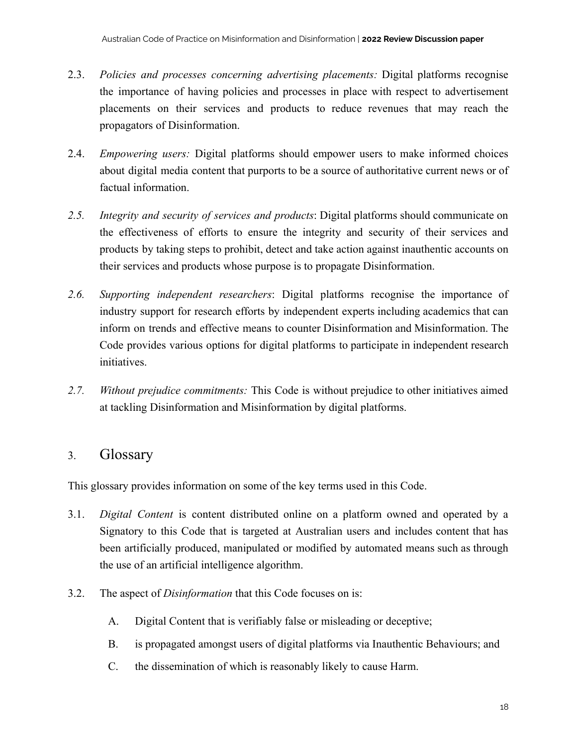2.3. *Policies and processes concerning advertising placements:* Digital platforms recognise the importance of having policies and processes in place with respect to advertisement placements on their services and products to reduce revenues that may reach the propagators of Disinformation.

2.4. *Empowering users:* Digital platforms should empower users to make informed choices about digital media content that purports to be a source of authoritative current news or of factual information.

2.5. *Integrity and security of services and products*: Digital platforms should communicate on the effectiveness of efforts to ensure the integrity and security of their services and products by taking steps to prohibit, detect and take action against inauthentic accounts on their services and products whose purpose is to propagate Disinformation.

2.6. *Supporting independent researchers*: Digital platforms recognise the importance of industry support for research efforts by independent experts including academics that can inform on trends and effective means to counter Disinformation and Misinformation. The Code provides various options for digital platforms to participate in independent research initiatives.

2.7. *Without prejudice commitments:* This Code is without prejudice to other initiatives aimed at tackling Disinformation and Misinformation by digital platforms.

## 3. Glossary

This glossary provides information on some of the key terms used in this Code.

3.1. *Digital Content* is content distributed online on a platform owned and operated by a Signatory to this Code that is targeted at Australian users and includes content that has been artificially produced, manipulated or modified by automated means such as through the use of an artificial intelligence algorithm.

3.2. The aspect of *Disinformation* that this Code focuses on is:

   A. Digital Content that is verifiably false or misleading or deceptive;

   B. is propagated amongst users of digital platforms via Inauthentic Behaviours; and

   C. the dissemination of which is reasonably likely to cause Harm.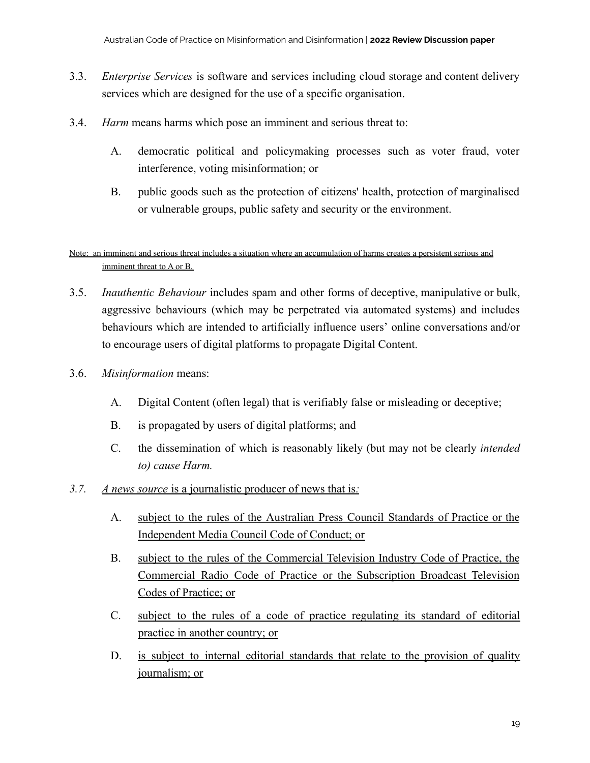3.3. *Enterprise Services* is software and services including cloud storage and content delivery services which are designed for the use of a specific organisation.

3.4. *Harm* means harms which pose an imminent and serious threat to:

   A. democratic political and policymaking processes such as voter fraud, voter interference, voting misinformation; or

   B. public goods such as the protection of citizens' health, protection of marginalised or vulnerable groups, public safety and security or the environment.

<u>Note: an imminent and serious threat includes a situation where an accumulation of harms creates a persistent serious and imminent threat to A or B.</u>

3.5. *Inauthentic Behaviour* includes spam and other forms of deceptive, manipulative or bulk, aggressive behaviours (which may be perpetrated via automated systems) and includes behaviours which are intended to artificially influence users' online conversations and/or to encourage users of digital platforms to propagate Digital Content.

3.6. *Misinformation* means:

   A. Digital Content (often legal) that is verifiably false or misleading or deceptive;

   B. is propagated by users of digital platforms; and

   C. the dissemination of which is reasonably likely (but may not be clearly *intended to) cause Harm.*

*3.7.* <u>*A news source* is a journalistic producer of news that is*:*</u>

   A. <u>subject to the rules of the Australian Press Council Standards of Practice or the Independent Media Council Code of Conduct; or</u>

   B. <u>subject to the rules of the Commercial Television Industry Code of Practice, the Commercial Radio Code of Practice or the Subscription Broadcast Television Codes of Practice; or</u>

   C. <u>subject to the rules of a code of practice regulating its standard of editorial practice in another country; or</u>

   D. <u>is subject to internal editorial standards that relate to the provision of quality journalism; or</u>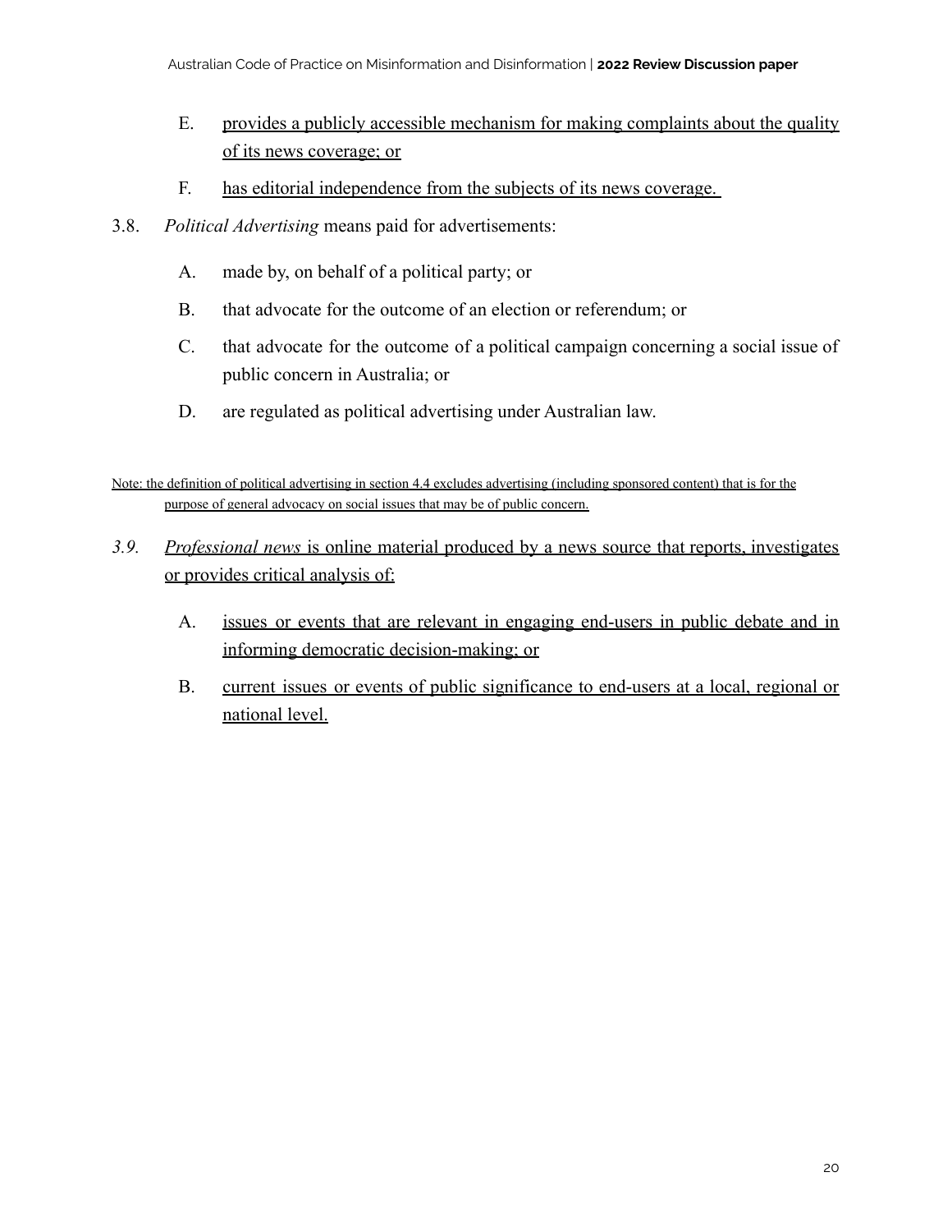E. <u>provides a publicly accessible mechanism for making complaints about the quality of its news coverage; or</u>

F. <u>has editorial independence from the subjects of its news coverage.</u>

3.8. *Political Advertising* means paid for advertisements:

A. made by, on behalf of a political party; or

B. that advocate for the outcome of an election or referendum; or

C. that advocate for the outcome of a political campaign concerning a social issue of public concern in Australia; or

D. are regulated as political advertising under Australian law.

<u>Note: the definition of political advertising in section 4.4 excludes advertising (including sponsored content) that is for the purpose of general advocacy on social issues that may be of public concern.</u>

*3.9.* <u>*Professional news* is online material produced by a news source that reports, investigates or provides critical analysis of:</u>

A. <u>issues or events that are relevant in engaging end-users in public debate and in informing democratic decision-making; or</u>

B. <u>current issues or events of public significance to end-users at a local, regional or national level.</u>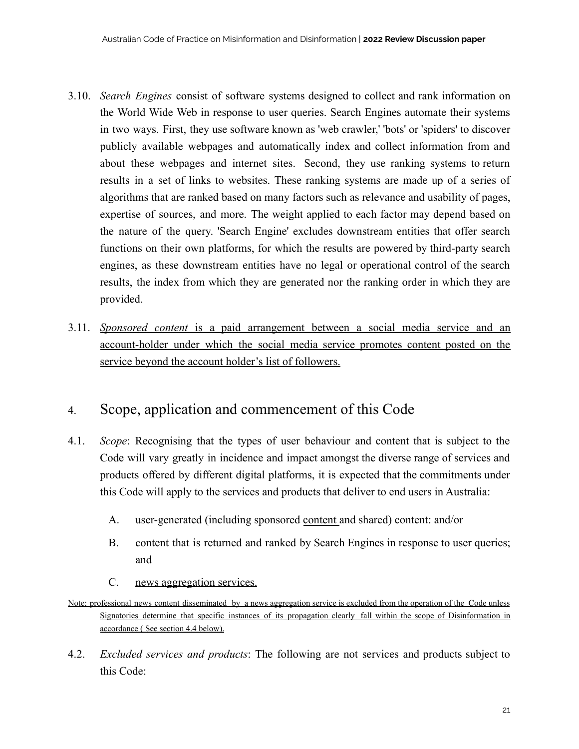3.10. *Search Engines* consist of software systems designed to collect and rank information on the World Wide Web in response to user queries. Search Engines automate their systems in two ways. First, they use software known as 'web crawler,' 'bots' or 'spiders' to discover publicly available webpages and automatically index and collect information from and about these webpages and internet sites. Second, they use ranking systems to return results in a set of links to websites. These ranking systems are made up of a series of algorithms that are ranked based on many factors such as relevance and usability of pages, expertise of sources, and more. The weight applied to each factor may depend based on the nature of the query. 'Search Engine' excludes downstream entities that offer search functions on their own platforms, for which the results are powered by third-party search engines, as these downstream entities have no legal or operational control of the search results, the index from which they are generated nor the ranking order in which they are provided.

3.11. <u>*Sponsored content* is a paid arrangement between a social media service and an account-holder under which the social media service promotes content posted on the service beyond the account holder's list of followers.</u>

## 4. Scope, application and commencement of this Code

4.1. *Scope*: Recognising that the types of user behaviour and content that is subject to the Code will vary greatly in incidence and impact amongst the diverse range of services and products offered by different digital platforms, it is expected that the commitments under this Code will apply to the services and products that deliver to end users in Australia:

A. user-generated (including sponsored <u>content</u> and shared) content: and/or

B. content that is returned and ranked by Search Engines in response to user queries; and

C. <u>news aggregation services.</u>

<u>Note: professional news content disseminated by a news aggregation service is excluded from the operation of the Code unless Signatories determine that specific instances of its propagation clearly fall within the scope of Disinformation in accordance ( See section 4.4 below).</u>

4.2. *Excluded services and products*: The following are not services and products subject to this Code: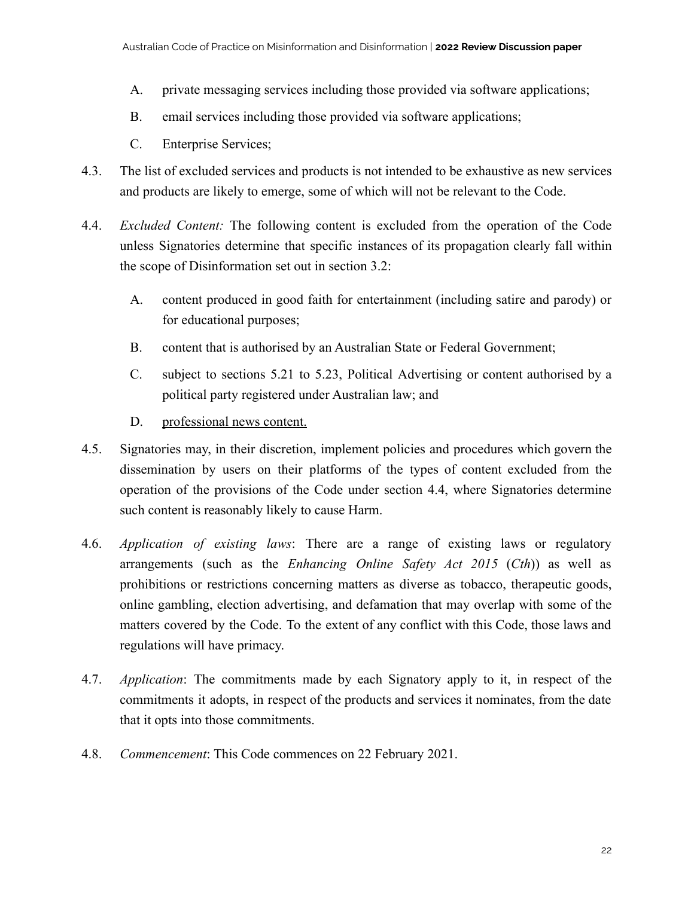A. private messaging services including those provided via software applications;

B. email services including those provided via software applications;

C. Enterprise Services;

4.3. The list of excluded services and products is not intended to be exhaustive as new services and products are likely to emerge, some of which will not be relevant to the Code.

4.4. *Excluded Content:* The following content is excluded from the operation of the Code unless Signatories determine that specific instances of its propagation clearly fall within the scope of Disinformation set out in section 3.2:

A. content produced in good faith for entertainment (including satire and parody) or for educational purposes;

B. content that is authorised by an Australian State or Federal Government;

C. subject to sections 5.21 to 5.23, Political Advertising or content authorised by a political party registered under Australian law; and

D. <u>professional news content.</u>

4.5. Signatories may, in their discretion, implement policies and procedures which govern the dissemination by users on their platforms of the types of content excluded from the operation of the provisions of the Code under section 4.4, where Signatories determine such content is reasonably likely to cause Harm.

4.6. *Application of existing laws*: There are a range of existing laws or regulatory arrangements (such as the *Enhancing Online Safety Act 2015* (*Cth*)) as well as prohibitions or restrictions concerning matters as diverse as tobacco, therapeutic goods, online gambling, election advertising, and defamation that may overlap with some of the matters covered by the Code. To the extent of any conflict with this Code, those laws and regulations will have primacy.

4.7. *Application*: The commitments made by each Signatory apply to it, in respect of the commitments it adopts, in respect of the products and services it nominates, from the date that it opts into those commitments.

4.8. *Commencement*: This Code commences on 22 February 2021.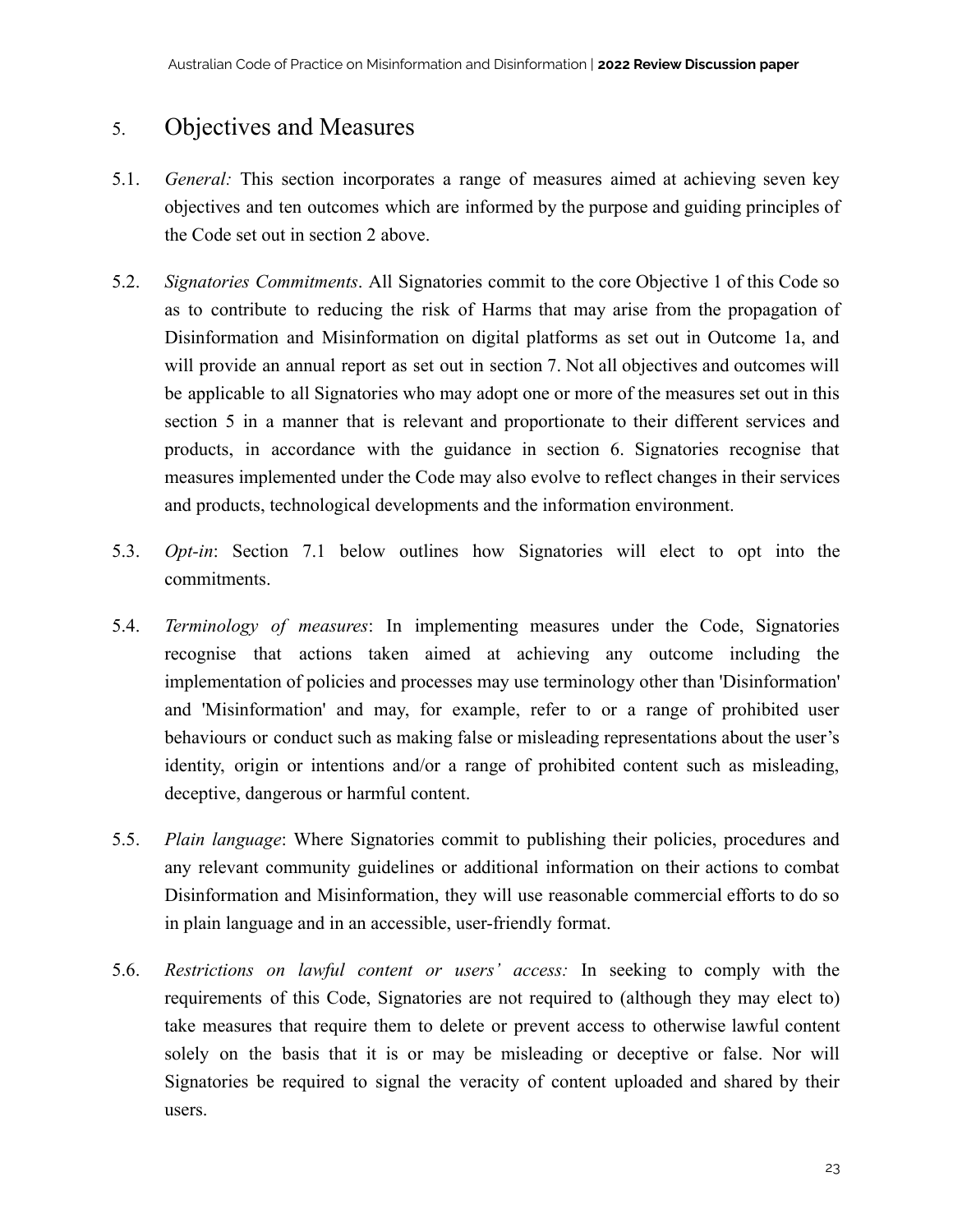# 5. Objectives and Measures

5.1. *General:* This section incorporates a range of measures aimed at achieving seven key objectives and ten outcomes which are informed by the purpose and guiding principles of the Code set out in section 2 above.

5.2. *Signatories Commitments*. All Signatories commit to the core Objective 1 of this Code so as to contribute to reducing the risk of Harms that may arise from the propagation of Disinformation and Misinformation on digital platforms as set out in Outcome 1a, and will provide an annual report as set out in section 7. Not all objectives and outcomes will be applicable to all Signatories who may adopt one or more of the measures set out in this section 5 in a manner that is relevant and proportionate to their different services and products, in accordance with the guidance in section 6. Signatories recognise that measures implemented under the Code may also evolve to reflect changes in their services and products, technological developments and the information environment.

5.3. *Opt-in*: Section 7.1 below outlines how Signatories will elect to opt into the commitments.

5.4. *Terminology of measures*: In implementing measures under the Code, Signatories recognise that actions taken aimed at achieving any outcome including the implementation of policies and processes may use terminology other than 'Disinformation' and 'Misinformation' and may, for example, refer to or a range of prohibited user behaviours or conduct such as making false or misleading representations about the user's identity, origin or intentions and/or a range of prohibited content such as misleading, deceptive, dangerous or harmful content.

5.5. *Plain language*: Where Signatories commit to publishing their policies, procedures and any relevant community guidelines or additional information on their actions to combat Disinformation and Misinformation, they will use reasonable commercial efforts to do so in plain language and in an accessible, user-friendly format.

5.6. *Restrictions on lawful content or users' access:* In seeking to comply with the requirements of this Code, Signatories are not required to (although they may elect to) take measures that require them to delete or prevent access to otherwise lawful content solely on the basis that it is or may be misleading or deceptive or false. Nor will Signatories be required to signal the veracity of content uploaded and shared by their users.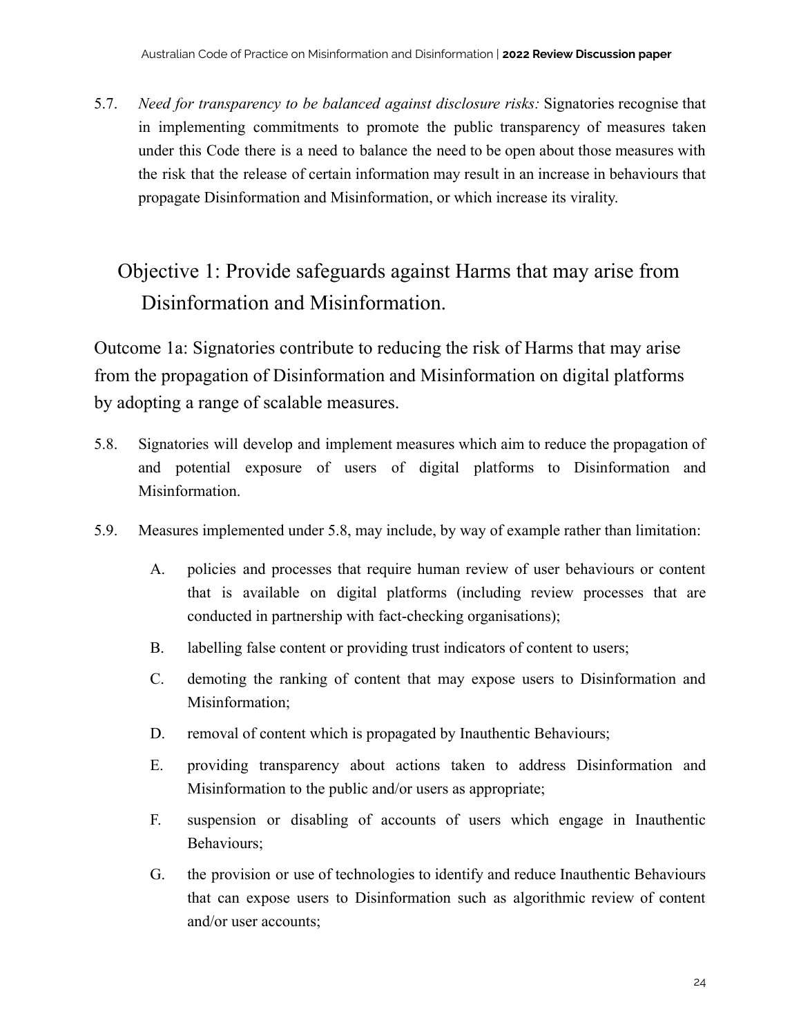5.7. *Need for transparency to be balanced against disclosure risks:* Signatories recognise that in implementing commitments to promote the public transparency of measures taken under this Code there is a need to balance the need to be open about those measures with the risk that the release of certain information may result in an increase in behaviours that propagate Disinformation and Misinformation, or which increase its virality.

## Objective 1: Provide safeguards against Harms that may arise from Disinformation and Misinformation.

### Outcome 1a: Signatories contribute to reducing the risk of Harms that may arise from the propagation of Disinformation and Misinformation on digital platforms by adopting a range of scalable measures.

5.8. Signatories will develop and implement measures which aim to reduce the propagation of and potential exposure of users of digital platforms to Disinformation and Misinformation.

5.9. Measures implemented under 5.8, may include, by way of example rather than limitation:

A. policies and processes that require human review of user behaviours or content that is available on digital platforms (including review processes that are conducted in partnership with fact-checking organisations);

B. labelling false content or providing trust indicators of content to users;

C. demoting the ranking of content that may expose users to Disinformation and Misinformation;

D. removal of content which is propagated by Inauthentic Behaviours;

E. providing transparency about actions taken to address Disinformation and Misinformation to the public and/or users as appropriate;

F. suspension or disabling of accounts of users which engage in Inauthentic Behaviours;

G. the provision or use of technologies to identify and reduce Inauthentic Behaviours that can expose users to Disinformation such as algorithmic review of content and/or user accounts;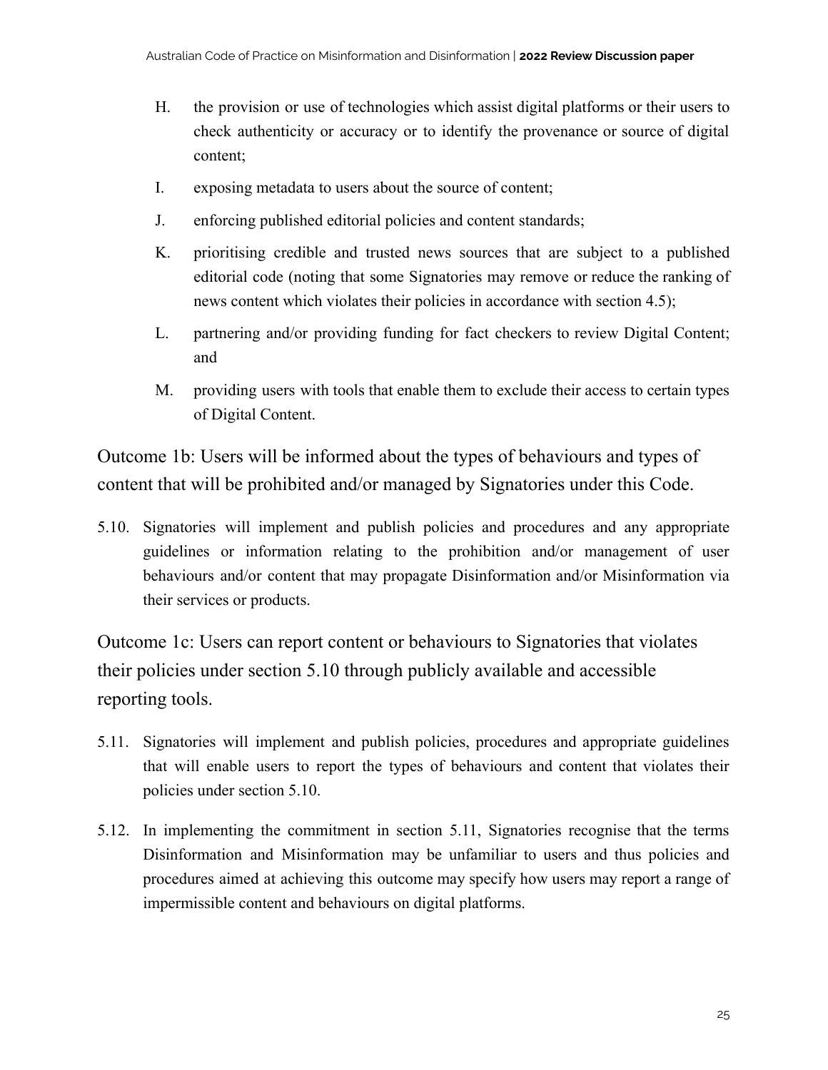H. the provision or use of technologies which assist digital platforms or their users to check authenticity or accuracy or to identify the provenance or source of digital content;

I. exposing metadata to users about the source of content;

J. enforcing published editorial policies and content standards;

K. prioritising credible and trusted news sources that are subject to a published editorial code (noting that some Signatories may remove or reduce the ranking of news content which violates their policies in accordance with section 4.5);

L. partnering and/or providing funding for fact checkers to review Digital Content; and

M. providing users with tools that enable them to exclude their access to certain types of Digital Content.

### Outcome 1b: Users will be informed about the types of behaviours and types of content that will be prohibited and/or managed by Signatories under this Code.

5.10. Signatories will implement and publish policies and procedures and any appropriate guidelines or information relating to the prohibition and/or management of user behaviours and/or content that may propagate Disinformation and/or Misinformation via their services or products.

### Outcome 1c: Users can report content or behaviours to Signatories that violates their policies under section 5.10 through publicly available and accessible reporting tools.

5.11. Signatories will implement and publish policies, procedures and appropriate guidelines that will enable users to report the types of behaviours and content that violates their policies under section 5.10.

5.12. In implementing the commitment in section 5.11, Signatories recognise that the terms Disinformation and Misinformation may be unfamiliar to users and thus policies and procedures aimed at achieving this outcome may specify how users may report a range of impermissible content and behaviours on digital platforms.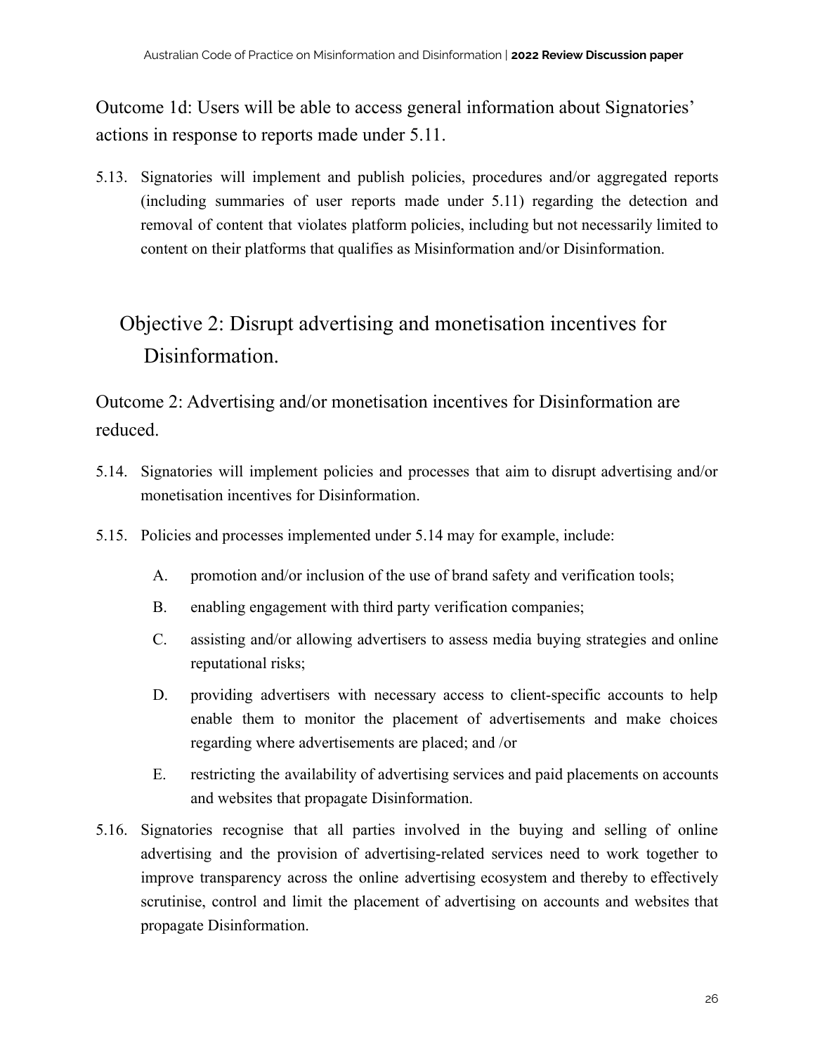### Outcome 1d: Users will be able to access general information about Signatories' actions in response to reports made under 5.11.

5.13. Signatories will implement and publish policies, procedures and/or aggregated reports (including summaries of user reports made under 5.11) regarding the detection and removal of content that violates platform policies, including but not necessarily limited to content on their platforms that qualifies as Misinformation and/or Disinformation.

## Objective 2: Disrupt advertising and monetisation incentives for Disinformation.

### Outcome 2: Advertising and/or monetisation incentives for Disinformation are reduced.

5.14. Signatories will implement policies and processes that aim to disrupt advertising and/or monetisation incentives for Disinformation.

5.15. Policies and processes implemented under 5.14 may for example, include:

   A. promotion and/or inclusion of the use of brand safety and verification tools;

   B. enabling engagement with third party verification companies;

   C. assisting and/or allowing advertisers to assess media buying strategies and online reputational risks;

   D. providing advertisers with necessary access to client-specific accounts to help enable them to monitor the placement of advertisements and make choices regarding where advertisements are placed; and /or

   E. restricting the availability of advertising services and paid placements on accounts and websites that propagate Disinformation.

5.16. Signatories recognise that all parties involved in the buying and selling of online advertising and the provision of advertising-related services need to work together to improve transparency across the online advertising ecosystem and thereby to effectively scrutinise, control and limit the placement of advertising on accounts and websites that propagate Disinformation.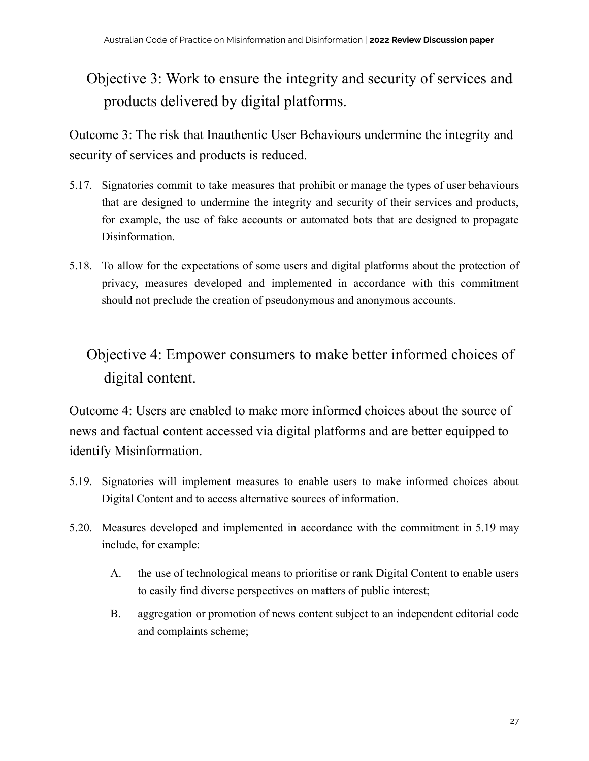## Objective 3: Work to ensure the integrity and security of services and products delivered by digital platforms.

Outcome 3: The risk that Inauthentic User Behaviours undermine the integrity and security of services and products is reduced.

5.17. Signatories commit to take measures that prohibit or manage the types of user behaviours that are designed to undermine the integrity and security of their services and products, for example, the use of fake accounts or automated bots that are designed to propagate Disinformation.

5.18. To allow for the expectations of some users and digital platforms about the protection of privacy, measures developed and implemented in accordance with this commitment should not preclude the creation of pseudonymous and anonymous accounts.

## Objective 4: Empower consumers to make better informed choices of digital content.

Outcome 4: Users are enabled to make more informed choices about the source of news and factual content accessed via digital platforms and are better equipped to identify Misinformation.

5.19. Signatories will implement measures to enable users to make informed choices about Digital Content and to access alternative sources of information.

5.20. Measures developed and implemented in accordance with the commitment in 5.19 may include, for example:

A. the use of technological means to prioritise or rank Digital Content to enable users to easily find diverse perspectives on matters of public interest;

B. aggregation or promotion of news content subject to an independent editorial code and complaints scheme;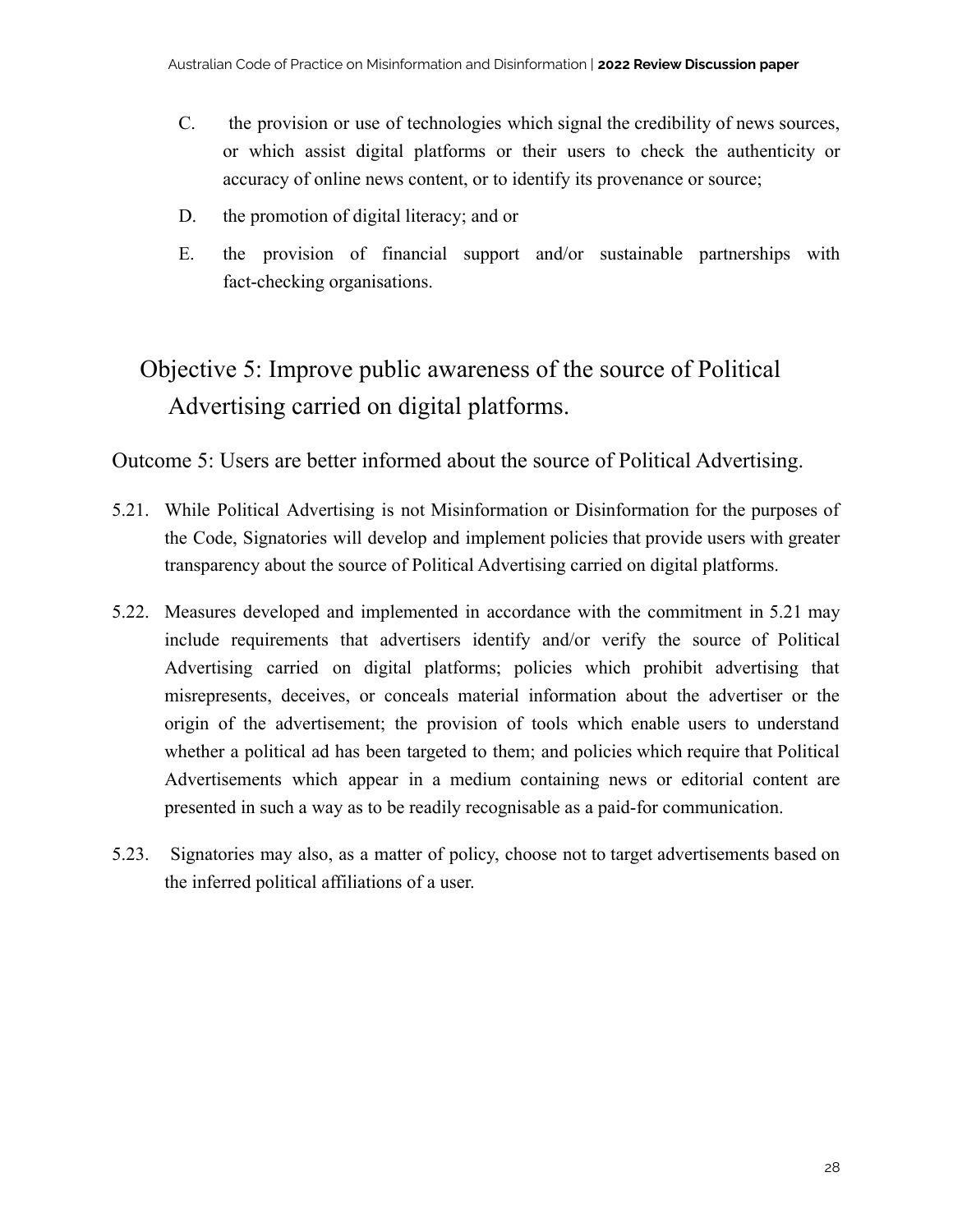C. the provision or use of technologies which signal the credibility of news sources, or which assist digital platforms or their users to check the authenticity or accuracy of online news content, or to identify its provenance or source;

D. the promotion of digital literacy; and or

E. the provision of financial support and/or sustainable partnerships with fact-checking organisations.

## Objective 5: Improve public awareness of the source of Political Advertising carried on digital platforms.

### Outcome 5: Users are better informed about the source of Political Advertising.

5.21. While Political Advertising is not Misinformation or Disinformation for the purposes of the Code, Signatories will develop and implement policies that provide users with greater transparency about the source of Political Advertising carried on digital platforms.

5.22. Measures developed and implemented in accordance with the commitment in 5.21 may include requirements that advertisers identify and/or verify the source of Political Advertising carried on digital platforms; policies which prohibit advertising that misrepresents, deceives, or conceals material information about the advertiser or the origin of the advertisement; the provision of tools which enable users to understand whether a political ad has been targeted to them; and policies which require that Political Advertisements which appear in a medium containing news or editorial content are presented in such a way as to be readily recognisable as a paid-for communication.

5.23. Signatories may also, as a matter of policy, choose not to target advertisements based on the inferred political affiliations of a user.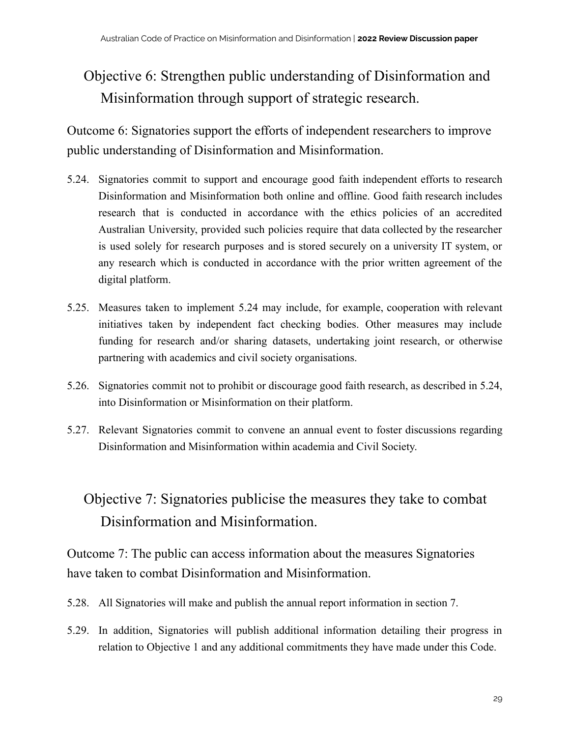## Objective 6: Strengthen public understanding of Disinformation and Misinformation through support of strategic research.

### Outcome 6: Signatories support the efforts of independent researchers to improve public understanding of Disinformation and Misinformation.

5.24. Signatories commit to support and encourage good faith independent efforts to research Disinformation and Misinformation both online and offline. Good faith research includes research that is conducted in accordance with the ethics policies of an accredited Australian University, provided such policies require that data collected by the researcher is used solely for research purposes and is stored securely on a university IT system, or any research which is conducted in accordance with the prior written agreement of the digital platform.

5.25. Measures taken to implement 5.24 may include, for example, cooperation with relevant initiatives taken by independent fact checking bodies. Other measures may include funding for research and/or sharing datasets, undertaking joint research, or otherwise partnering with academics and civil society organisations.

5.26. Signatories commit not to prohibit or discourage good faith research, as described in 5.24, into Disinformation or Misinformation on their platform.

5.27. Relevant Signatories commit to convene an annual event to foster discussions regarding Disinformation and Misinformation within academia and Civil Society.

## Objective 7: Signatories publicise the measures they take to combat Disinformation and Misinformation.

### Outcome 7: The public can access information about the measures Signatories have taken to combat Disinformation and Misinformation.

5.28. All Signatories will make and publish the annual report information in section 7.

5.29. In addition, Signatories will publish additional information detailing their progress in relation to Objective 1 and any additional commitments they have made under this Code.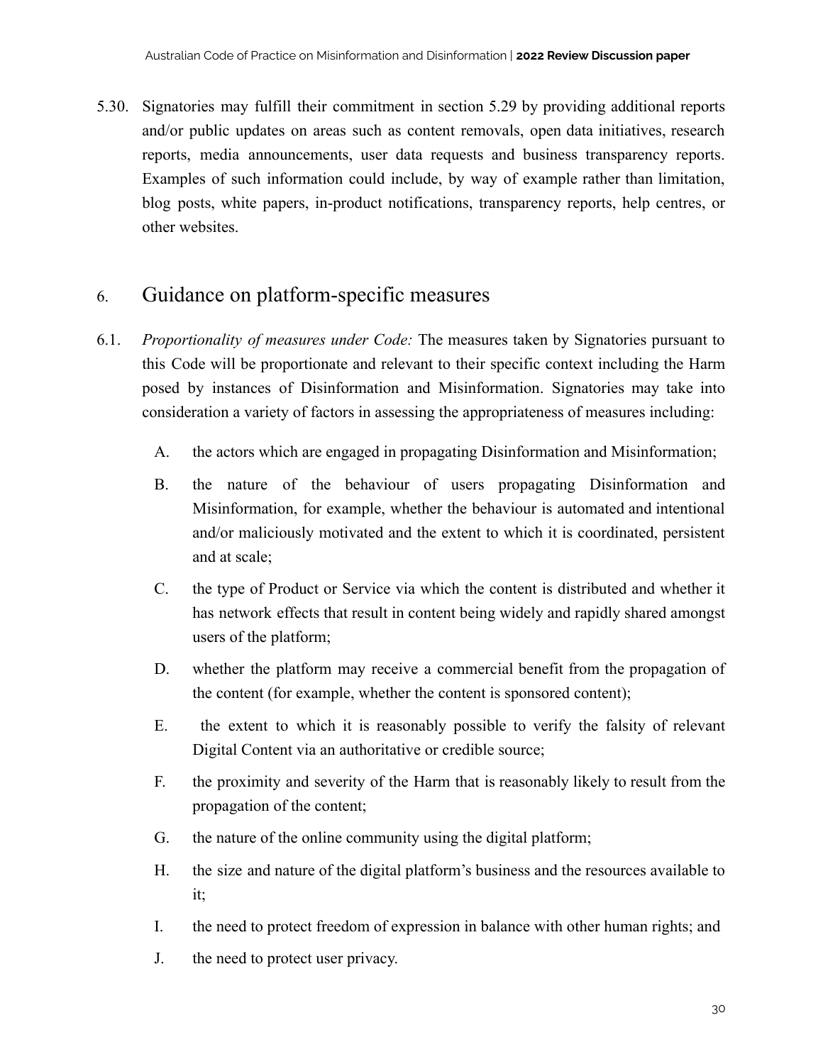5.30. Signatories may fulfill their commitment in section 5.29 by providing additional reports and/or public updates on areas such as content removals, open data initiatives, research reports, media announcements, user data requests and business transparency reports. Examples of such information could include, by way of example rather than limitation, blog posts, white papers, in-product notifications, transparency reports, help centres, or other websites.

## 6. Guidance on platform-specific measures

6.1. *Proportionality of measures under Code:* The measures taken by Signatories pursuant to this Code will be proportionate and relevant to their specific context including the Harm posed by instances of Disinformation and Misinformation. Signatories may take into consideration a variety of factors in assessing the appropriateness of measures including:

A. the actors which are engaged in propagating Disinformation and Misinformation;

B. the nature of the behaviour of users propagating Disinformation and Misinformation, for example, whether the behaviour is automated and intentional and/or maliciously motivated and the extent to which it is coordinated, persistent and at scale;

C. the type of Product or Service via which the content is distributed and whether it has network effects that result in content being widely and rapidly shared amongst users of the platform;

D. whether the platform may receive a commercial benefit from the propagation of the content (for example, whether the content is sponsored content);

E. the extent to which it is reasonably possible to verify the falsity of relevant Digital Content via an authoritative or credible source;

F. the proximity and severity of the Harm that is reasonably likely to result from the propagation of the content;

G. the nature of the online community using the digital platform;

H. the size and nature of the digital platform's business and the resources available to it;

I. the need to protect freedom of expression in balance with other human rights; and

J. the need to protect user privacy.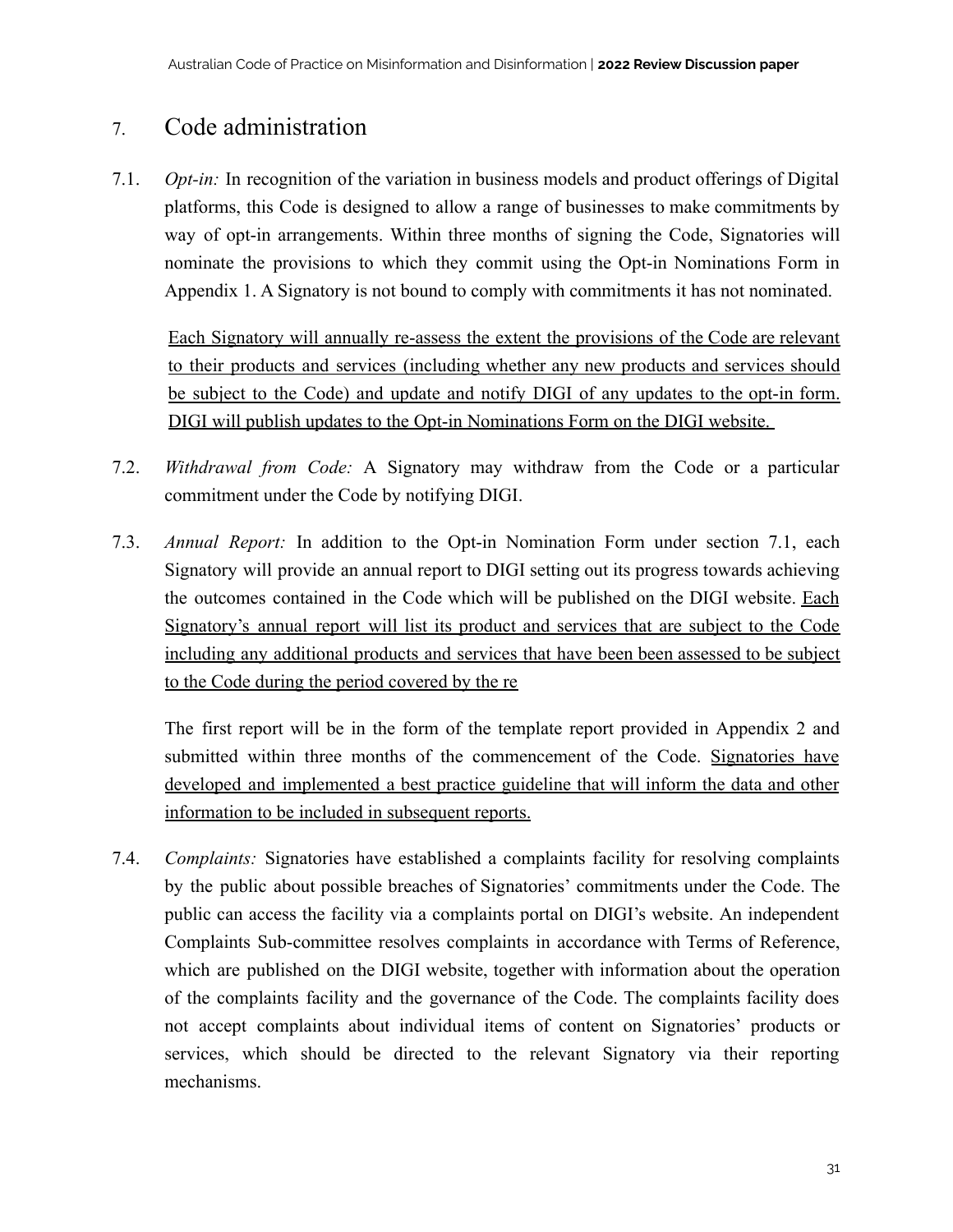## 7. Code administration

7.1. *Opt-in:* In recognition of the variation in business models and product offerings of Digital platforms, this Code is designed to allow a range of businesses to make commitments by way of opt-in arrangements. Within three months of signing the Code, Signatories will nominate the provisions to which they commit using the Opt-in Nominations Form in Appendix 1. A Signatory is not bound to comply with commitments it has not nominated.

<u>Each Signatory will annually re-assess the extent the provisions of the Code are relevant to their products and services (including whether any new products and services should be subject to the Code) and update and notify DIGI of any updates to the opt-in form. DIGI will publish updates to the Opt-in Nominations Form on the DIGI website.</u>

7.2. *Withdrawal from Code:* A Signatory may withdraw from the Code or a particular commitment under the Code by notifying DIGI.

7.3. *Annual Report:* In addition to the Opt-in Nomination Form under section 7.1, each Signatory will provide an annual report to DIGI setting out its progress towards achieving the outcomes contained in the Code which will be published on the DIGI website. <u>Each Signatory's annual report will list its product and services that are subject to the Code including any additional products and services that have been been assessed to be subject to the Code during the period covered by the re</u>

The first report will be in the form of the template report provided in Appendix 2 and submitted within three months of the commencement of the Code. <u>Signatories have developed and implemented a best practice guideline that will inform the data and other information to be included in subsequent reports.</u>

7.4. *Complaints:* Signatories have established a complaints facility for resolving complaints by the public about possible breaches of Signatories' commitments under the Code. The public can access the facility via a complaints portal on DIGI's website. An independent Complaints Sub-committee resolves complaints in accordance with Terms of Reference, which are published on the DIGI website, together with information about the operation of the complaints facility and the governance of the Code. The complaints facility does not accept complaints about individual items of content on Signatories' products or services, which should be directed to the relevant Signatory via their reporting mechanisms.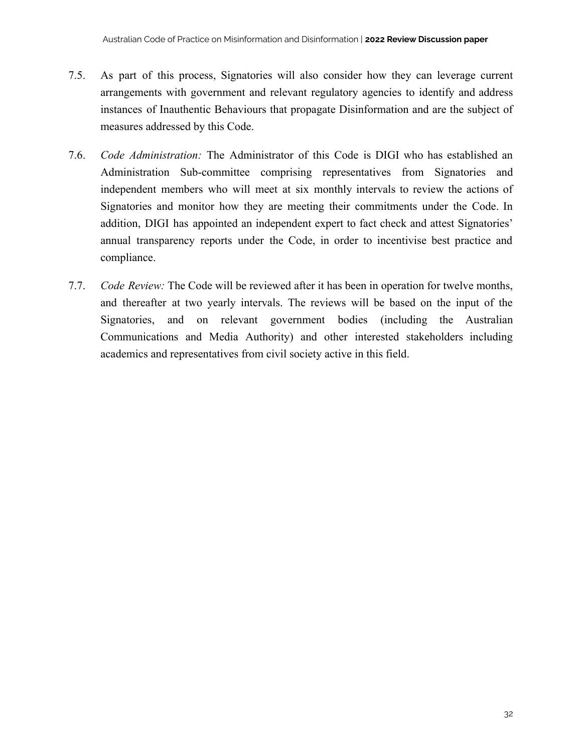7.5. As part of this process, Signatories will also consider how they can leverage current arrangements with government and relevant regulatory agencies to identify and address instances of Inauthentic Behaviours that propagate Disinformation and are the subject of measures addressed by this Code.

7.6. *Code Administration:* The Administrator of this Code is DIGI who has established an Administration Sub-committee comprising representatives from Signatories and independent members who will meet at six monthly intervals to review the actions of Signatories and monitor how they are meeting their commitments under the Code. In addition, DIGI has appointed an independent expert to fact check and attest Signatories' annual transparency reports under the Code, in order to incentivise best practice and compliance.

7.7. *Code Review:* The Code will be reviewed after it has been in operation for twelve months, and thereafter at two yearly intervals. The reviews will be based on the input of the Signatories, and on relevant government bodies (including the Australian Communications and Media Authority) and other interested stakeholders including academics and representatives from civil society active in this field.